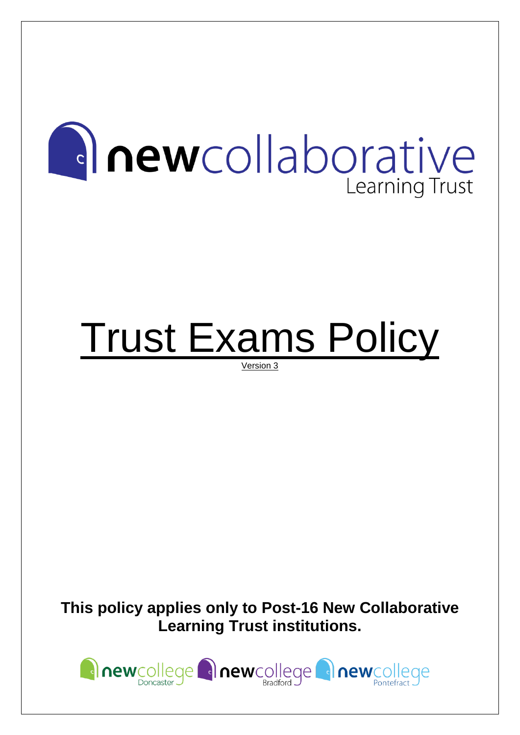newcollaborative Learning Trust

# Trust Exams Policy

Version 3

**This policy applies only to Post-16 New Collaborative Learning Trust institutions.**

newcollege Doncaster newcollege Bradford newcollege Pontefract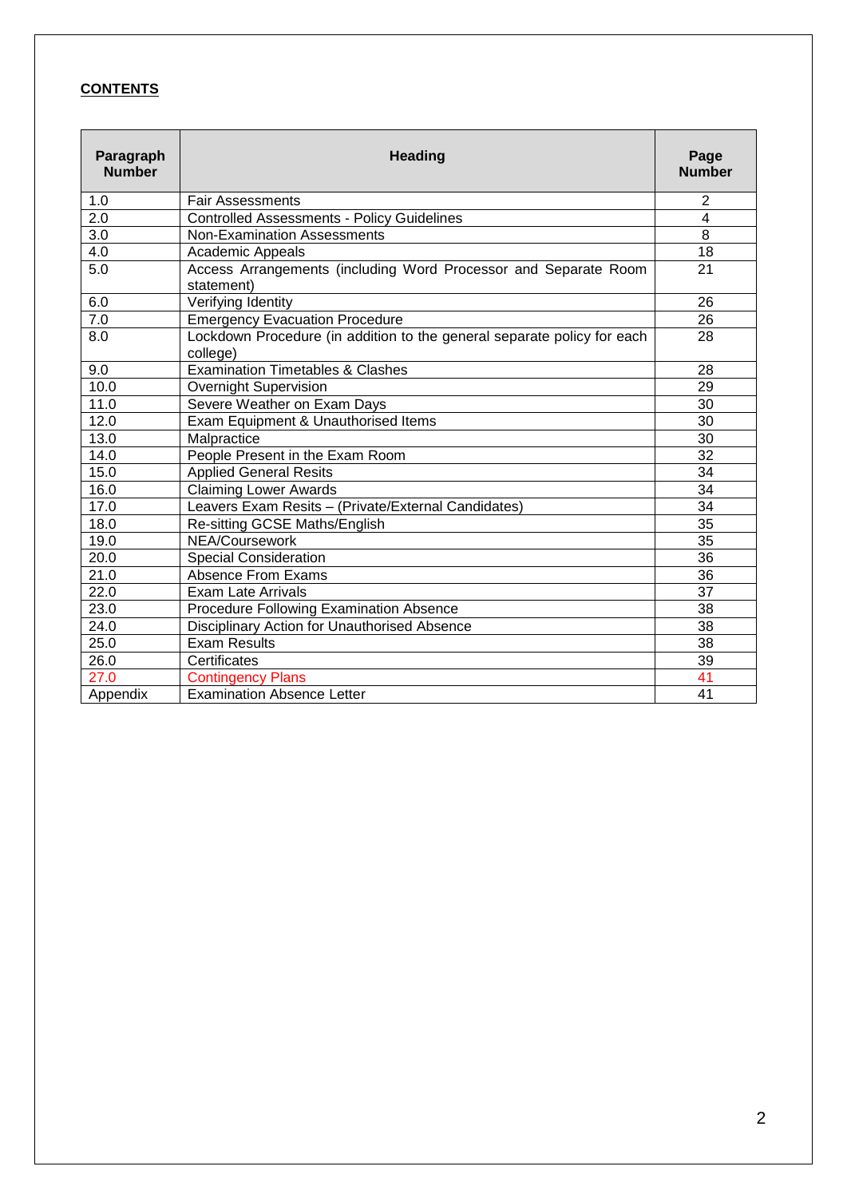**CONTENTS**

| Paragraph Number | Heading | Page Number |
|---|---|---|
| 1.0 | Fair Assessments | 2 |
| 2.0 | Controlled Assessments - Policy Guidelines | 4 |
| 3.0 | Non-Examination Assessments | 8 |
| 4.0 | Academic Appeals | 18 |
| 5.0 | Access Arrangements (including Word Processor and Separate Room statement) | 21 |
| 6.0 | Verifying Identity | 26 |
| 7.0 | Emergency Evacuation Procedure | 26 |
| 8.0 | Lockdown Procedure (in addition to the general separate policy for each college) | 28 |
| 9.0 | Examination Timetables & Clashes | 28 |
| 10.0 | Overnight Supervision | 29 |
| 11.0 | Severe Weather on Exam Days | 30 |
| 12.0 | Exam Equipment & Unauthorised Items | 30 |
| 13.0 | Malpractice | 30 |
| 14.0 | People Present in the Exam Room | 32 |
| 15.0 | Applied General Resits | 34 |
| 16.0 | Claiming Lower Awards | 34 |
| 17.0 | Leavers Exam Resits – (Private/External Candidates) | 34 |
| 18.0 | Re-sitting GCSE Maths/English | 35 |
| 19.0 | NEA/Coursework | 35 |
| 20.0 | Special Consideration | 36 |
| 21.0 | Absence From Exams | 36 |
| 22.0 | Exam Late Arrivals | 37 |
| 23.0 | Procedure Following Examination Absence | 38 |
| 24.0 | Disciplinary Action for Unauthorised Absence | 38 |
| 25.0 | Exam Results | 38 |
| 26.0 | Certificates | 39 |
| 27.0 | Contingency Plans | 41 |
| Appendix | Examination Absence Letter | 41 |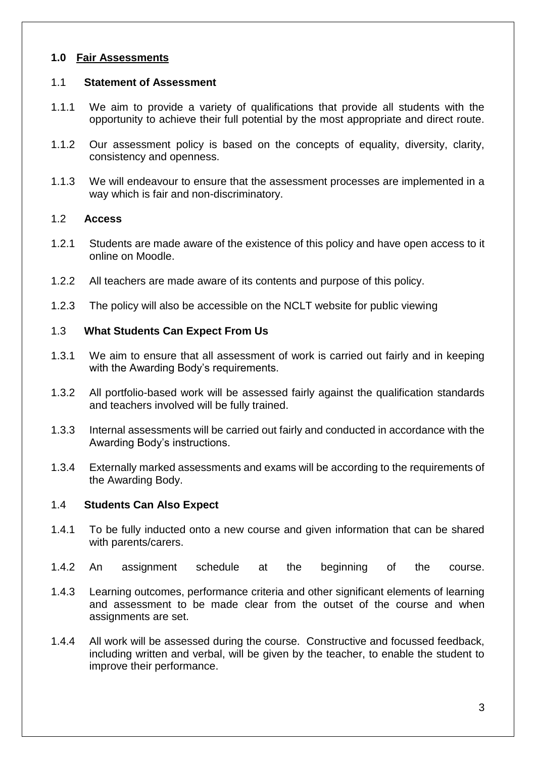## 1.0 Fair Assessments

### 1.1 Statement of Assessment

1.1.1 We aim to provide a variety of qualifications that provide all students with the opportunity to achieve their full potential by the most appropriate and direct route.

1.1.2 Our assessment policy is based on the concepts of equality, diversity, clarity, consistency and openness.

1.1.3 We will endeavour to ensure that the assessment processes are implemented in a way which is fair and non-discriminatory.

### 1.2 Access

1.2.1 Students are made aware of the existence of this policy and have open access to it online on Moodle.

1.2.2 All teachers are made aware of its contents and purpose of this policy.

1.2.3 The policy will also be accessible on the NCLT website for public viewing

### 1.3 What Students Can Expect From Us

1.3.1 We aim to ensure that all assessment of work is carried out fairly and in keeping with the Awarding Body's requirements.

1.3.2 All portfolio-based work will be assessed fairly against the qualification standards and teachers involved will be fully trained.

1.3.3 Internal assessments will be carried out fairly and conducted in accordance with the Awarding Body's instructions.

1.3.4 Externally marked assessments and exams will be according to the requirements of the Awarding Body.

### 1.4 Students Can Also Expect

1.4.1 To be fully inducted onto a new course and given information that can be shared with parents/carers.

1.4.2 An assignment schedule at the beginning of the course.

1.4.3 Learning outcomes, performance criteria and other significant elements of learning and assessment to be made clear from the outset of the course and when assignments are set.

1.4.4 All work will be assessed during the course. Constructive and focussed feedback, including written and verbal, will be given by the teacher, to enable the student to improve their performance.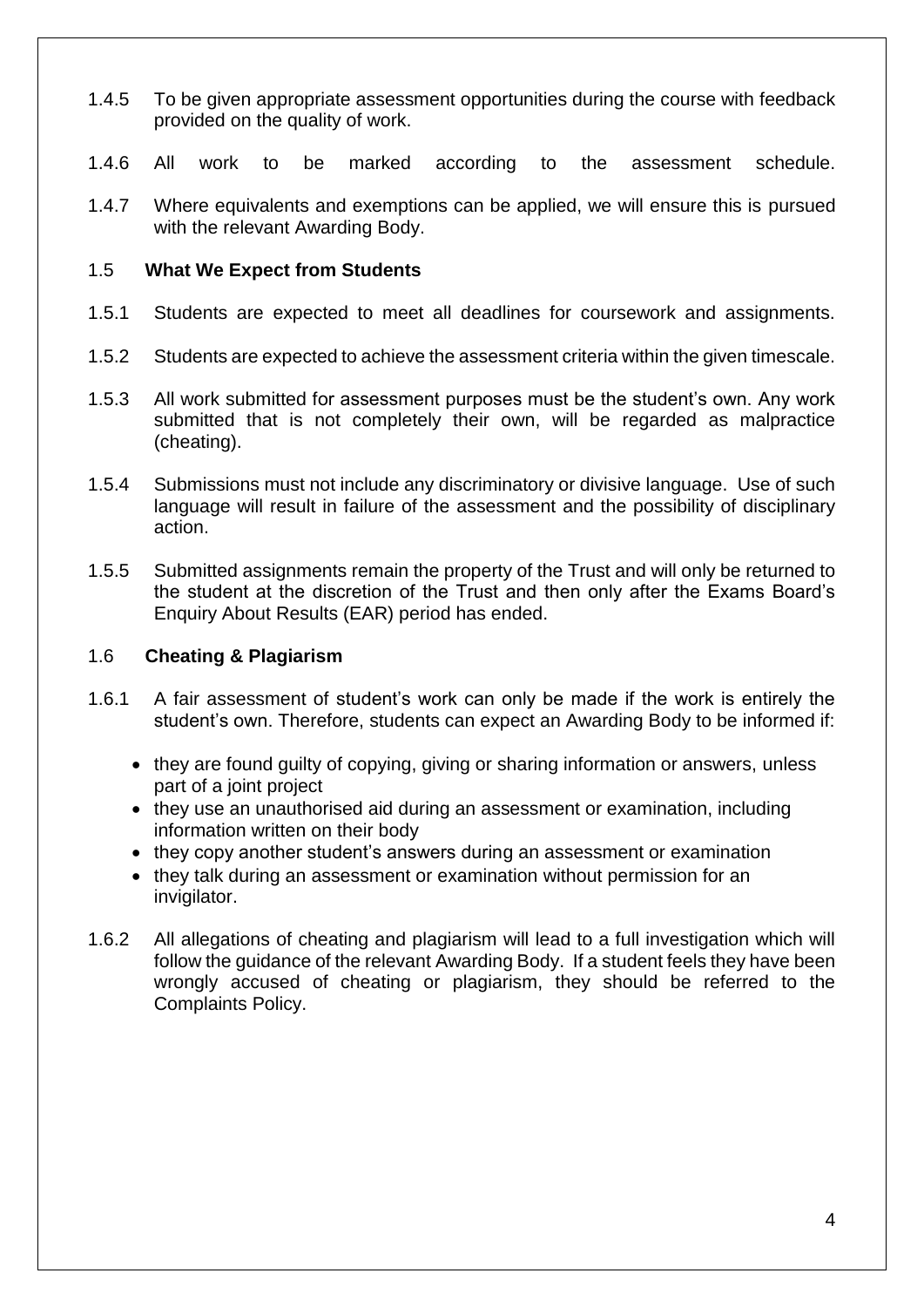1.4.5 To be given appropriate assessment opportunities during the course with feedback provided on the quality of work.

1.4.6 All work to be marked according to the assessment schedule.

1.4.7 Where equivalents and exemptions can be applied, we will ensure this is pursued with the relevant Awarding Body.

## 1.5 What We Expect from Students

1.5.1 Students are expected to meet all deadlines for coursework and assignments.

1.5.2 Students are expected to achieve the assessment criteria within the given timescale.

1.5.3 All work submitted for assessment purposes must be the student's own. Any work submitted that is not completely their own, will be regarded as malpractice (cheating).

1.5.4 Submissions must not include any discriminatory or divisive language. Use of such language will result in failure of the assessment and the possibility of disciplinary action.

1.5.5 Submitted assignments remain the property of the Trust and will only be returned to the student at the discretion of the Trust and then only after the Exams Board's Enquiry About Results (EAR) period has ended.

## 1.6 Cheating & Plagiarism

1.6.1 A fair assessment of student's work can only be made if the work is entirely the student's own. Therefore, students can expect an Awarding Body to be informed if:

- they are found guilty of copying, giving or sharing information or answers, unless part of a joint project
- they use an unauthorised aid during an assessment or examination, including information written on their body
- they copy another student's answers during an assessment or examination
- they talk during an assessment or examination without permission for an invigilator.

1.6.2 All allegations of cheating and plagiarism will lead to a full investigation which will follow the guidance of the relevant Awarding Body. If a student feels they have been wrongly accused of cheating or plagiarism, they should be referred to the Complaints Policy.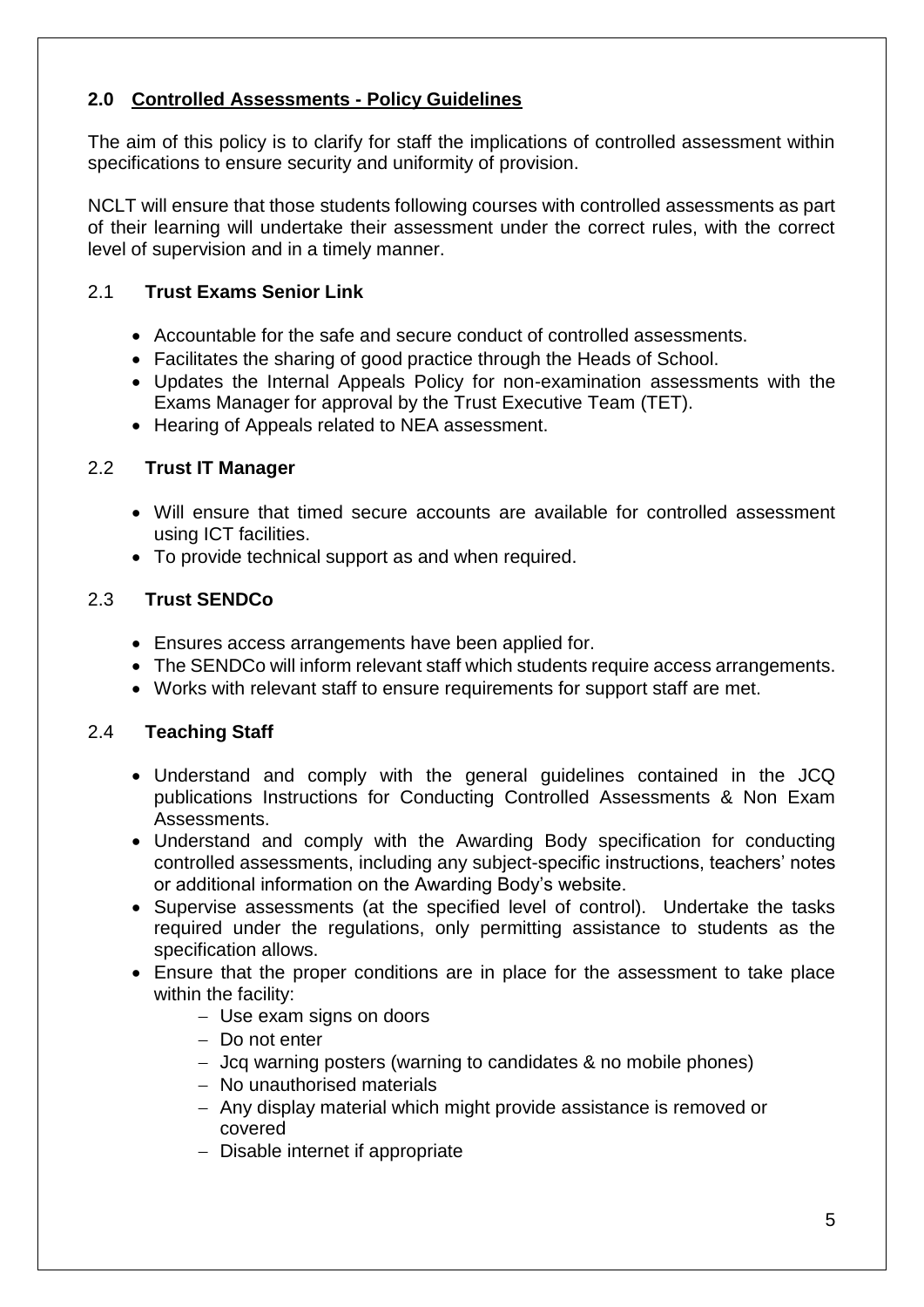## 2.0 Controlled Assessments - Policy Guidelines

The aim of this policy is to clarify for staff the implications of controlled assessment within specifications to ensure security and uniformity of provision.

NCLT will ensure that those students following courses with controlled assessments as part of their learning will undertake their assessment under the correct rules, with the correct level of supervision and in a timely manner.

### 2.1 Trust Exams Senior Link

- Accountable for the safe and secure conduct of controlled assessments.
- Facilitates the sharing of good practice through the Heads of School.
- Updates the Internal Appeals Policy for non-examination assessments with the Exams Manager for approval by the Trust Executive Team (TET).
- Hearing of Appeals related to NEA assessment.

### 2.2 Trust IT Manager

- Will ensure that timed secure accounts are available for controlled assessment using ICT facilities.
- To provide technical support as and when required.

### 2.3 Trust SENDCo

- Ensures access arrangements have been applied for.
- The SENDCo will inform relevant staff which students require access arrangements.
- Works with relevant staff to ensure requirements for support staff are met.

### 2.4 Teaching Staff

- Understand and comply with the general guidelines contained in the JCQ publications Instructions for Conducting Controlled Assessments & Non Exam Assessments.
- Understand and comply with the Awarding Body specification for conducting controlled assessments, including any subject-specific instructions, teachers' notes or additional information on the Awarding Body's website.
- Supervise assessments (at the specified level of control). Undertake the tasks required under the regulations, only permitting assistance to students as the specification allows.
- Ensure that the proper conditions are in place for the assessment to take place within the facility:
  - Use exam signs on doors
  - Do not enter
  - Jcq warning posters (warning to candidates & no mobile phones)
  - No unauthorised materials
  - Any display material which might provide assistance is removed or covered
  - Disable internet if appropriate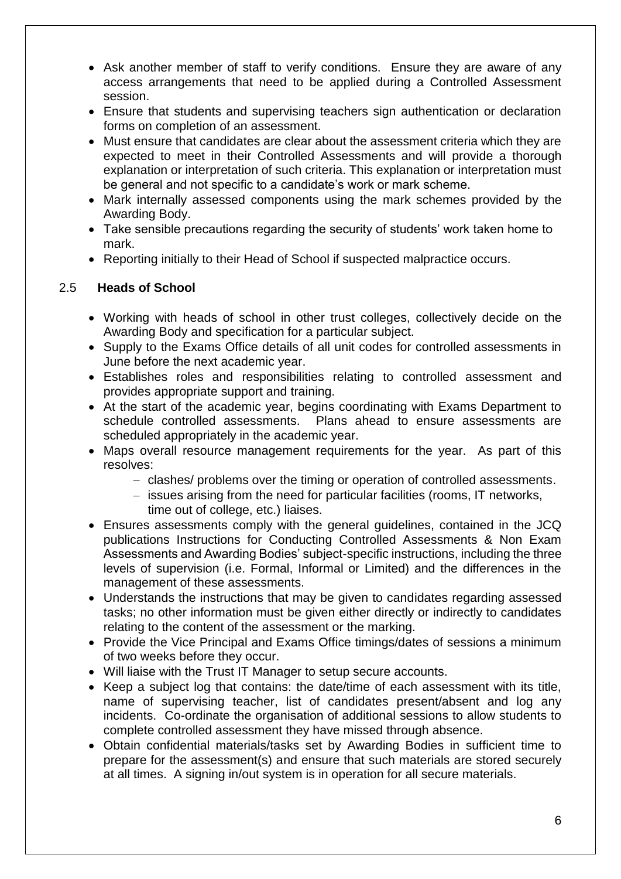- Ask another member of staff to verify conditions. Ensure they are aware of any access arrangements that need to be applied during a Controlled Assessment session.
- Ensure that students and supervising teachers sign authentication or declaration forms on completion of an assessment.
- Must ensure that candidates are clear about the assessment criteria which they are expected to meet in their Controlled Assessments and will provide a thorough explanation or interpretation of such criteria. This explanation or interpretation must be general and not specific to a candidate's work or mark scheme.
- Mark internally assessed components using the mark schemes provided by the Awarding Body.
- Take sensible precautions regarding the security of students' work taken home to mark.
- Reporting initially to their Head of School if suspected malpractice occurs.

## 2.5 Heads of School

- Working with heads of school in other trust colleges, collectively decide on the Awarding Body and specification for a particular subject.
- Supply to the Exams Office details of all unit codes for controlled assessments in June before the next academic year.
- Establishes roles and responsibilities relating to controlled assessment and provides appropriate support and training.
- At the start of the academic year, begins coordinating with Exams Department to schedule controlled assessments. Plans ahead to ensure assessments are scheduled appropriately in the academic year.
- Maps overall resource management requirements for the year. As part of this resolves:
  - clashes/ problems over the timing or operation of controlled assessments.
  - issues arising from the need for particular facilities (rooms, IT networks, time out of college, etc.) liaises.
- Ensures assessments comply with the general guidelines, contained in the JCQ publications Instructions for Conducting Controlled Assessments & Non Exam Assessments and Awarding Bodies' subject-specific instructions, including the three levels of supervision (i.e. Formal, Informal or Limited) and the differences in the management of these assessments.
- Understands the instructions that may be given to candidates regarding assessed tasks; no other information must be given either directly or indirectly to candidates relating to the content of the assessment or the marking.
- Provide the Vice Principal and Exams Office timings/dates of sessions a minimum of two weeks before they occur.
- Will liaise with the Trust IT Manager to setup secure accounts.
- Keep a subject log that contains: the date/time of each assessment with its title, name of supervising teacher, list of candidates present/absent and log any incidents. Co-ordinate the organisation of additional sessions to allow students to complete controlled assessment they have missed through absence.
- Obtain confidential materials/tasks set by Awarding Bodies in sufficient time to prepare for the assessment(s) and ensure that such materials are stored securely at all times. A signing in/out system is in operation for all secure materials.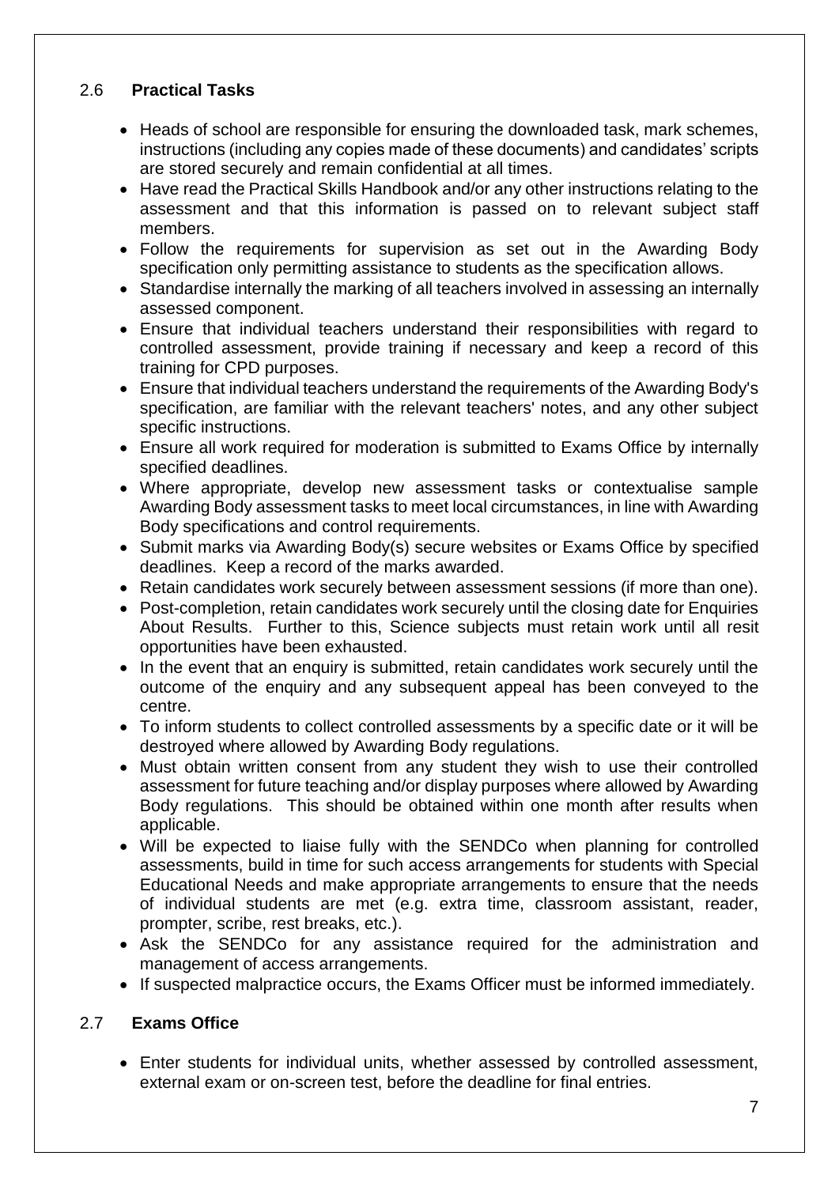## 2.6 **Practical Tasks**

- Heads of school are responsible for ensuring the downloaded task, mark schemes, instructions (including any copies made of these documents) and candidates' scripts are stored securely and remain confidential at all times.
- Have read the Practical Skills Handbook and/or any other instructions relating to the assessment and that this information is passed on to relevant subject staff members.
- Follow the requirements for supervision as set out in the Awarding Body specification only permitting assistance to students as the specification allows.
- Standardise internally the marking of all teachers involved in assessing an internally assessed component.
- Ensure that individual teachers understand their responsibilities with regard to controlled assessment, provide training if necessary and keep a record of this training for CPD purposes.
- Ensure that individual teachers understand the requirements of the Awarding Body's specification, are familiar with the relevant teachers' notes, and any other subject specific instructions.
- Ensure all work required for moderation is submitted to Exams Office by internally specified deadlines.
- Where appropriate, develop new assessment tasks or contextualise sample Awarding Body assessment tasks to meet local circumstances, in line with Awarding Body specifications and control requirements.
- Submit marks via Awarding Body(s) secure websites or Exams Office by specified deadlines. Keep a record of the marks awarded.
- Retain candidates work securely between assessment sessions (if more than one).
- Post-completion, retain candidates work securely until the closing date for Enquiries About Results. Further to this, Science subjects must retain work until all resit opportunities have been exhausted.
- In the event that an enquiry is submitted, retain candidates work securely until the outcome of the enquiry and any subsequent appeal has been conveyed to the centre.
- To inform students to collect controlled assessments by a specific date or it will be destroyed where allowed by Awarding Body regulations.
- Must obtain written consent from any student they wish to use their controlled assessment for future teaching and/or display purposes where allowed by Awarding Body regulations. This should be obtained within one month after results when applicable.
- Will be expected to liaise fully with the SENDCo when planning for controlled assessments, build in time for such access arrangements for students with Special Educational Needs and make appropriate arrangements to ensure that the needs of individual students are met (e.g. extra time, classroom assistant, reader, prompter, scribe, rest breaks, etc.).
- Ask the SENDCo for any assistance required for the administration and management of access arrangements.
- If suspected malpractice occurs, the Exams Officer must be informed immediately.

## 2.7 **Exams Office**

- Enter students for individual units, whether assessed by controlled assessment, external exam or on-screen test, before the deadline for final entries.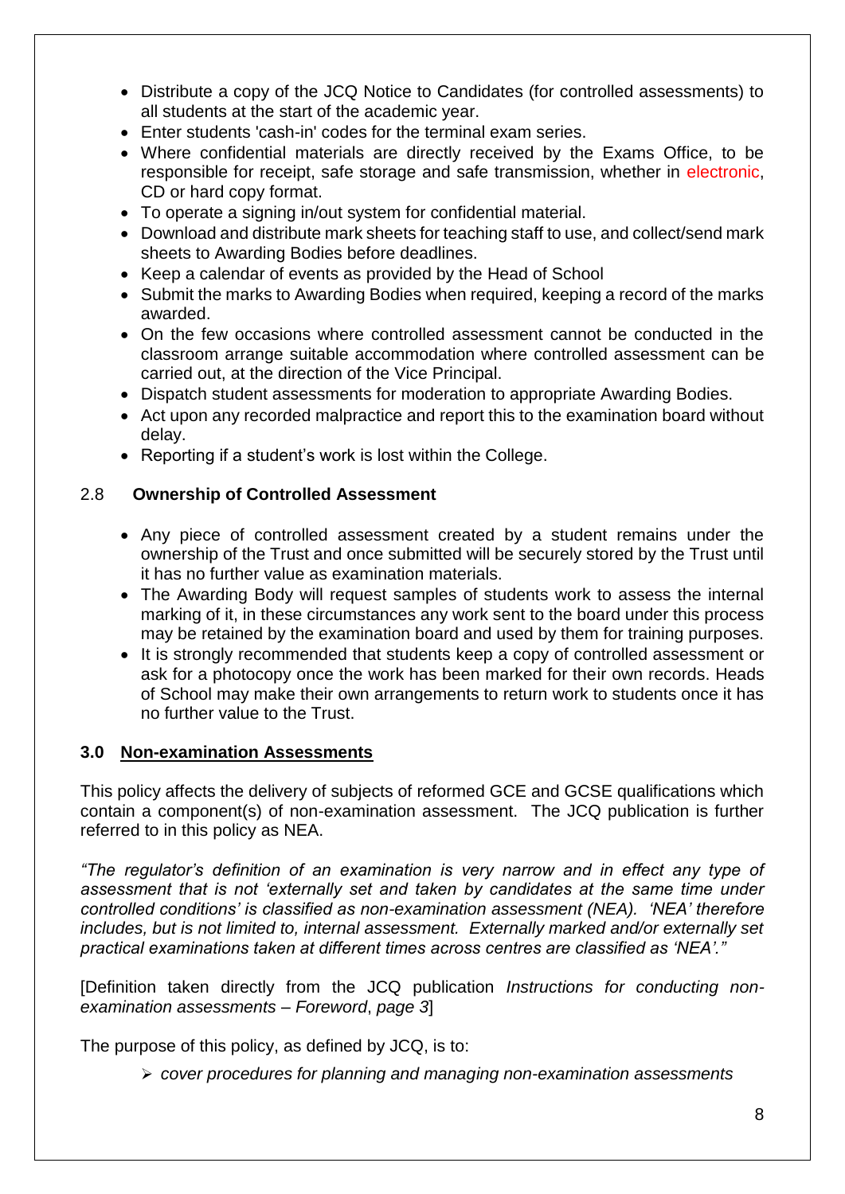- Distribute a copy of the JCQ Notice to Candidates (for controlled assessments) to all students at the start of the academic year.
- Enter students 'cash-in' codes for the terminal exam series.
- Where confidential materials are directly received by the Exams Office, to be responsible for receipt, safe storage and safe transmission, whether in electronic, CD or hard copy format.
- To operate a signing in/out system for confidential material.
- Download and distribute mark sheets for teaching staff to use, and collect/send mark sheets to Awarding Bodies before deadlines.
- Keep a calendar of events as provided by the Head of School
- Submit the marks to Awarding Bodies when required, keeping a record of the marks awarded.
- On the few occasions where controlled assessment cannot be conducted in the classroom arrange suitable accommodation where controlled assessment can be carried out, at the direction of the Vice Principal.
- Dispatch student assessments for moderation to appropriate Awarding Bodies.
- Act upon any recorded malpractice and report this to the examination board without delay.
- Reporting if a student's work is lost within the College.

### 2.8 Ownership of Controlled Assessment

- Any piece of controlled assessment created by a student remains under the ownership of the Trust and once submitted will be securely stored by the Trust until it has no further value as examination materials.
- The Awarding Body will request samples of students work to assess the internal marking of it, in these circumstances any work sent to the board under this process may be retained by the examination board and used by them for training purposes.
- It is strongly recommended that students keep a copy of controlled assessment or ask for a photocopy once the work has been marked for their own records. Heads of School may make their own arrangements to return work to students once it has no further value to the Trust.

## 3.0 Non-examination Assessments

This policy affects the delivery of subjects of reformed GCE and GCSE qualifications which contain a component(s) of non-examination assessment. The JCQ publication is further referred to in this policy as NEA.

*"The regulator's definition of an examination is very narrow and in effect any type of assessment that is not 'externally set and taken by candidates at the same time under controlled conditions' is classified as non-examination assessment (NEA). 'NEA' therefore includes, but is not limited to, internal assessment. Externally marked and/or externally set practical examinations taken at different times across centres are classified as 'NEA'."*

[Definition taken directly from the JCQ publication *Instructions for conducting non-examination assessments – Foreword*, *page 3*]

The purpose of this policy, as defined by JCQ, is to:

- *cover procedures for planning and managing non-examination assessments*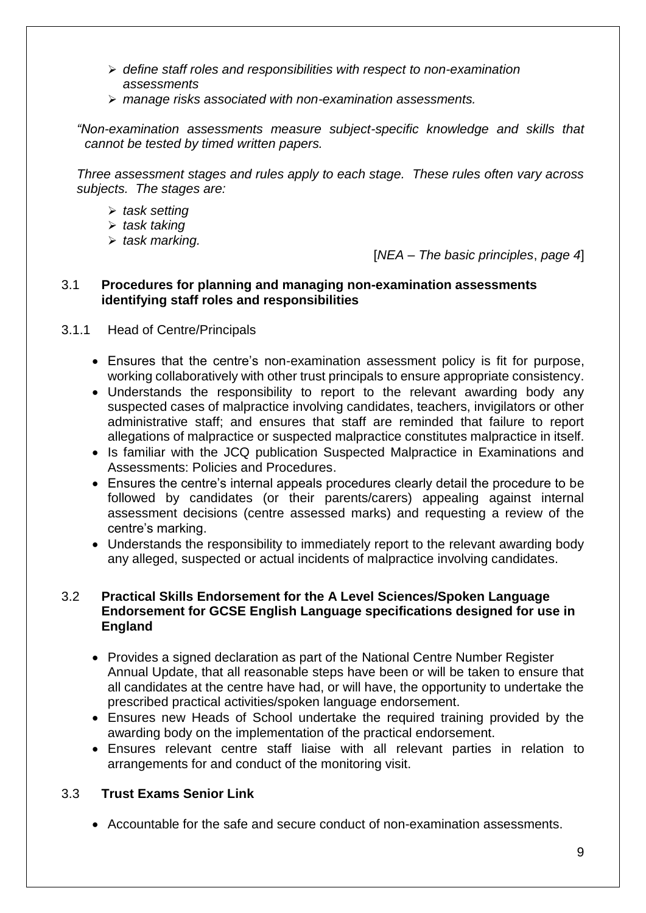- *define staff roles and responsibilities with respect to non-examination assessments*
- *manage risks associated with non-examination assessments.*

*"Non-examination assessments measure subject-specific knowledge and skills that cannot be tested by timed written papers.*

*Three assessment stages and rules apply to each stage. These rules often vary across subjects. The stages are:*

- *task setting*
- *task taking*
- *task marking.*

[*NEA – The basic principles*, *page 4*]

### 3.1 Procedures for planning and managing non-examination assessments identifying staff roles and responsibilities

#### 3.1.1 Head of Centre/Principals

- Ensures that the centre's non-examination assessment policy is fit for purpose, working collaboratively with other trust principals to ensure appropriate consistency.
- Understands the responsibility to report to the relevant awarding body any suspected cases of malpractice involving candidates, teachers, invigilators or other administrative staff; and ensures that staff are reminded that failure to report allegations of malpractice or suspected malpractice constitutes malpractice in itself.
- Is familiar with the JCQ publication Suspected Malpractice in Examinations and Assessments: Policies and Procedures.
- Ensures the centre's internal appeals procedures clearly detail the procedure to be followed by candidates (or their parents/carers) appealing against internal assessment decisions (centre assessed marks) and requesting a review of the centre's marking.
- Understands the responsibility to immediately report to the relevant awarding body any alleged, suspected or actual incidents of malpractice involving candidates.

### 3.2 Practical Skills Endorsement for the A Level Sciences/Spoken Language Endorsement for GCSE English Language specifications designed for use in England

- Provides a signed declaration as part of the National Centre Number Register Annual Update, that all reasonable steps have been or will be taken to ensure that all candidates at the centre have had, or will have, the opportunity to undertake the prescribed practical activities/spoken language endorsement.
- Ensures new Heads of School undertake the required training provided by the awarding body on the implementation of the practical endorsement.
- Ensures relevant centre staff liaise with all relevant parties in relation to arrangements for and conduct of the monitoring visit.

### 3.3 Trust Exams Senior Link

- Accountable for the safe and secure conduct of non-examination assessments.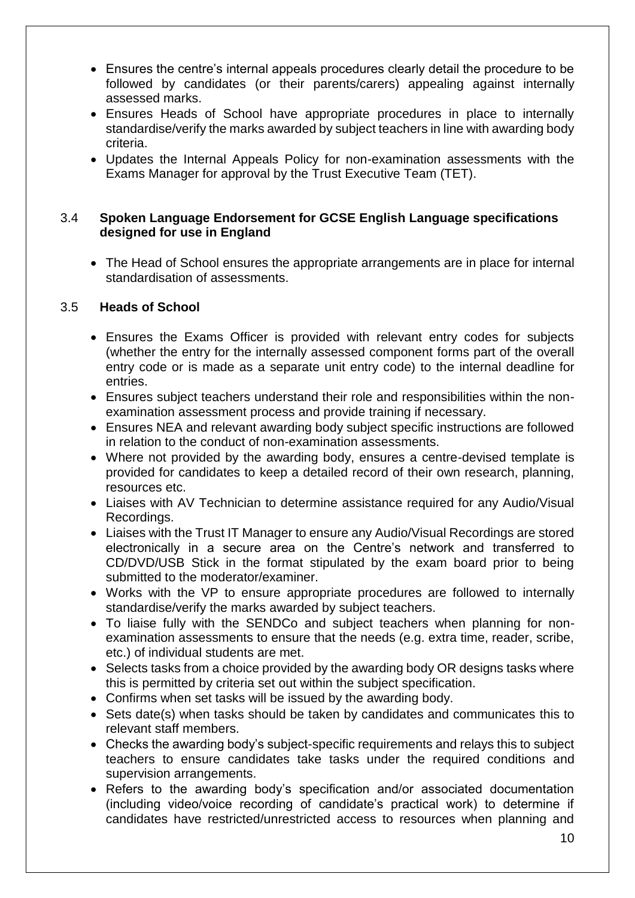- Ensures the centre's internal appeals procedures clearly detail the procedure to be followed by candidates (or their parents/carers) appealing against internally assessed marks.
- Ensures Heads of School have appropriate procedures in place to internally standardise/verify the marks awarded by subject teachers in line with awarding body criteria.
- Updates the Internal Appeals Policy for non-examination assessments with the Exams Manager for approval by the Trust Executive Team (TET).

### 3.4 Spoken Language Endorsement for GCSE English Language specifications designed for use in England

- The Head of School ensures the appropriate arrangements are in place for internal standardisation of assessments.

### 3.5 Heads of School

- Ensures the Exams Officer is provided with relevant entry codes for subjects (whether the entry for the internally assessed component forms part of the overall entry code or is made as a separate unit entry code) to the internal deadline for entries.
- Ensures subject teachers understand their role and responsibilities within the non-examination assessment process and provide training if necessary.
- Ensures NEA and relevant awarding body subject specific instructions are followed in relation to the conduct of non-examination assessments.
- Where not provided by the awarding body, ensures a centre-devised template is provided for candidates to keep a detailed record of their own research, planning, resources etc.
- Liaises with AV Technician to determine assistance required for any Audio/Visual Recordings.
- Liaises with the Trust IT Manager to ensure any Audio/Visual Recordings are stored electronically in a secure area on the Centre's network and transferred to CD/DVD/USB Stick in the format stipulated by the exam board prior to being submitted to the moderator/examiner.
- Works with the VP to ensure appropriate procedures are followed to internally standardise/verify the marks awarded by subject teachers.
- To liaise fully with the SENDCo and subject teachers when planning for non-examination assessments to ensure that the needs (e.g. extra time, reader, scribe, etc.) of individual students are met.
- Selects tasks from a choice provided by the awarding body OR designs tasks where this is permitted by criteria set out within the subject specification.
- Confirms when set tasks will be issued by the awarding body.
- Sets date(s) when tasks should be taken by candidates and communicates this to relevant staff members.
- Checks the awarding body's subject-specific requirements and relays this to subject teachers to ensure candidates take tasks under the required conditions and supervision arrangements.
- Refers to the awarding body's specification and/or associated documentation (including video/voice recording of candidate's practical work) to determine if candidates have restricted/unrestricted access to resources when planning and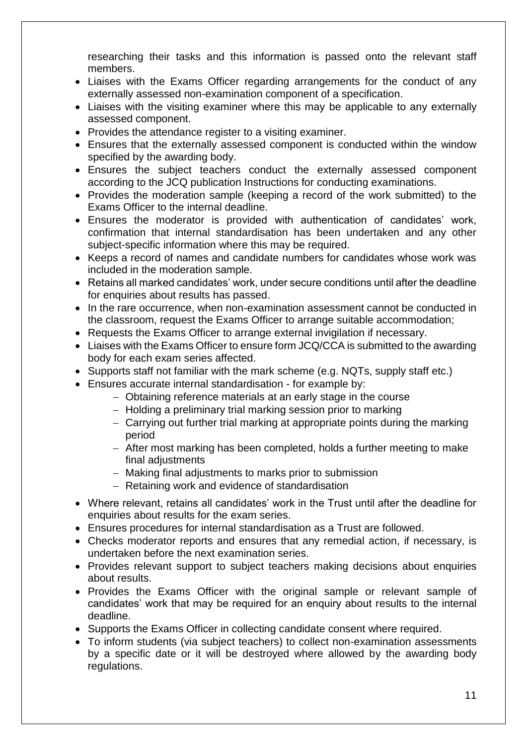researching their tasks and this information is passed onto the relevant staff members.

- Liaises with the Exams Officer regarding arrangements for the conduct of any externally assessed non-examination component of a specification.
- Liaises with the visiting examiner where this may be applicable to any externally assessed component.
- Provides the attendance register to a visiting examiner.
- Ensures that the externally assessed component is conducted within the window specified by the awarding body.
- Ensures the subject teachers conduct the externally assessed component according to the JCQ publication Instructions for conducting examinations.
- Provides the moderation sample (keeping a record of the work submitted) to the Exams Officer to the internal deadline.
- Ensures the moderator is provided with authentication of candidates' work, confirmation that internal standardisation has been undertaken and any other subject-specific information where this may be required.
- Keeps a record of names and candidate numbers for candidates whose work was included in the moderation sample.
- Retains all marked candidates' work, under secure conditions until after the deadline for enquiries about results has passed.
- In the rare occurrence, when non-examination assessment cannot be conducted in the classroom, request the Exams Officer to arrange suitable accommodation;
- Requests the Exams Officer to arrange external invigilation if necessary.
- Liaises with the Exams Officer to ensure form JCQ/CCA is submitted to the awarding body for each exam series affected.
- Supports staff not familiar with the mark scheme (e.g. NQTs, supply staff etc.)
- Ensures accurate internal standardisation - for example by:
  - Obtaining reference materials at an early stage in the course
  - Holding a preliminary trial marking session prior to marking
  - Carrying out further trial marking at appropriate points during the marking period
  - After most marking has been completed, holds a further meeting to make final adjustments
  - Making final adjustments to marks prior to submission
  - Retaining work and evidence of standardisation
- Where relevant, retains all candidates' work in the Trust until after the deadline for enquiries about results for the exam series.
- Ensures procedures for internal standardisation as a Trust are followed.
- Checks moderator reports and ensures that any remedial action, if necessary, is undertaken before the next examination series.
- Provides relevant support to subject teachers making decisions about enquiries about results.
- Provides the Exams Officer with the original sample or relevant sample of candidates' work that may be required for an enquiry about results to the internal deadline.
- Supports the Exams Officer in collecting candidate consent where required.
- To inform students (via subject teachers) to collect non-examination assessments by a specific date or it will be destroyed where allowed by the awarding body regulations.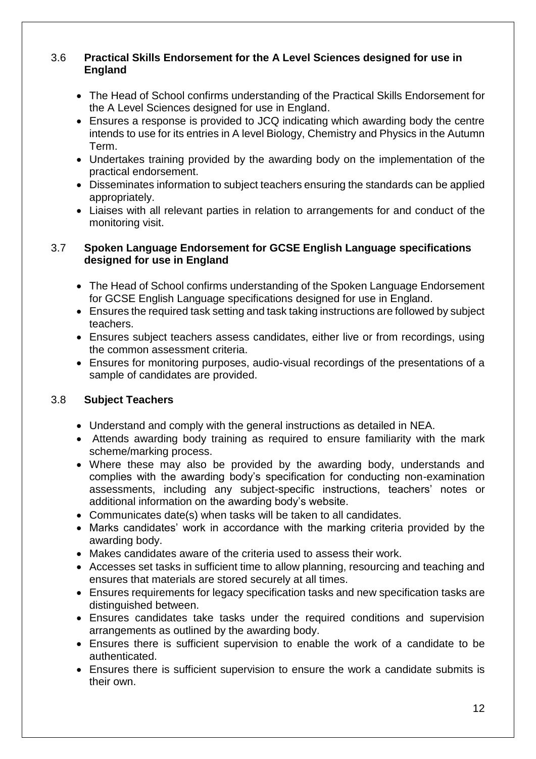### 3.6 Practical Skills Endorsement for the A Level Sciences designed for use in England

- The Head of School confirms understanding of the Practical Skills Endorsement for the A Level Sciences designed for use in England.
- Ensures a response is provided to JCQ indicating which awarding body the centre intends to use for its entries in A level Biology, Chemistry and Physics in the Autumn Term.
- Undertakes training provided by the awarding body on the implementation of the practical endorsement.
- Disseminates information to subject teachers ensuring the standards can be applied appropriately.
- Liaises with all relevant parties in relation to arrangements for and conduct of the monitoring visit.

### 3.7 Spoken Language Endorsement for GCSE English Language specifications designed for use in England

- The Head of School confirms understanding of the Spoken Language Endorsement for GCSE English Language specifications designed for use in England.
- Ensures the required task setting and task taking instructions are followed by subject teachers.
- Ensures subject teachers assess candidates, either live or from recordings, using the common assessment criteria.
- Ensures for monitoring purposes, audio-visual recordings of the presentations of a sample of candidates are provided.

### 3.8 Subject Teachers

- Understand and comply with the general instructions as detailed in NEA.
- Attends awarding body training as required to ensure familiarity with the mark scheme/marking process.
- Where these may also be provided by the awarding body, understands and complies with the awarding body's specification for conducting non-examination assessments, including any subject-specific instructions, teachers' notes or additional information on the awarding body's website.
- Communicates date(s) when tasks will be taken to all candidates.
- Marks candidates' work in accordance with the marking criteria provided by the awarding body.
- Makes candidates aware of the criteria used to assess their work.
- Accesses set tasks in sufficient time to allow planning, resourcing and teaching and ensures that materials are stored securely at all times.
- Ensures requirements for legacy specification tasks and new specification tasks are distinguished between.
- Ensures candidates take tasks under the required conditions and supervision arrangements as outlined by the awarding body.
- Ensures there is sufficient supervision to enable the work of a candidate to be authenticated.
- Ensures there is sufficient supervision to ensure the work a candidate submits is their own.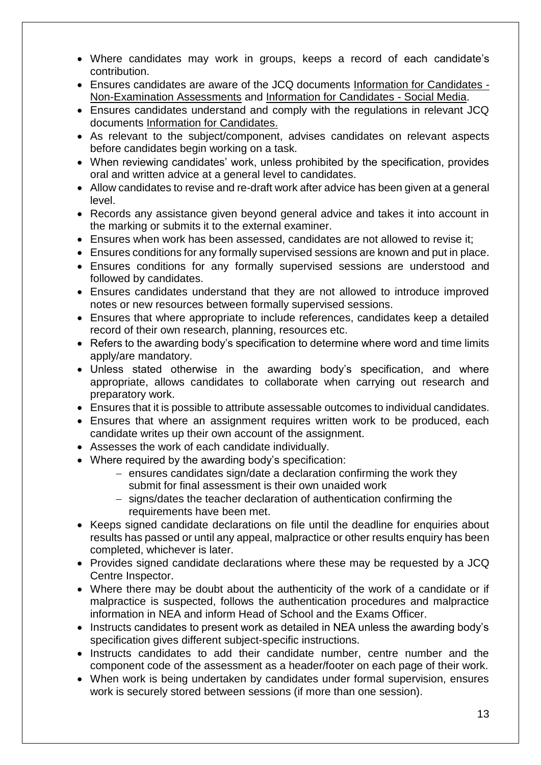- Where candidates may work in groups, keeps a record of each candidate's contribution.
- Ensures candidates are aware of the JCQ documents Information for Candidates - Non-Examination Assessments and Information for Candidates - Social Media.
- Ensures candidates understand and comply with the regulations in relevant JCQ documents Information for Candidates.
- As relevant to the subject/component, advises candidates on relevant aspects before candidates begin working on a task.
- When reviewing candidates' work, unless prohibited by the specification, provides oral and written advice at a general level to candidates.
- Allow candidates to revise and re-draft work after advice has been given at a general level.
- Records any assistance given beyond general advice and takes it into account in the marking or submits it to the external examiner.
- Ensures when work has been assessed, candidates are not allowed to revise it;
- Ensures conditions for any formally supervised sessions are known and put in place.
- Ensures conditions for any formally supervised sessions are understood and followed by candidates.
- Ensures candidates understand that they are not allowed to introduce improved notes or new resources between formally supervised sessions.
- Ensures that where appropriate to include references, candidates keep a detailed record of their own research, planning, resources etc.
- Refers to the awarding body's specification to determine where word and time limits apply/are mandatory.
- Unless stated otherwise in the awarding body's specification, and where appropriate, allows candidates to collaborate when carrying out research and preparatory work.
- Ensures that it is possible to attribute assessable outcomes to individual candidates.
- Ensures that where an assignment requires written work to be produced, each candidate writes up their own account of the assignment.
- Assesses the work of each candidate individually.
- Where required by the awarding body's specification:
  - ensures candidates sign/date a declaration confirming the work they submit for final assessment is their own unaided work
  - signs/dates the teacher declaration of authentication confirming the requirements have been met.
- Keeps signed candidate declarations on file until the deadline for enquiries about results has passed or until any appeal, malpractice or other results enquiry has been completed, whichever is later.
- Provides signed candidate declarations where these may be requested by a JCQ Centre Inspector.
- Where there may be doubt about the authenticity of the work of a candidate or if malpractice is suspected, follows the authentication procedures and malpractice information in NEA and inform Head of School and the Exams Officer.
- Instructs candidates to present work as detailed in NEA unless the awarding body's specification gives different subject-specific instructions.
- Instructs candidates to add their candidate number, centre number and the component code of the assessment as a header/footer on each page of their work.
- When work is being undertaken by candidates under formal supervision, ensures work is securely stored between sessions (if more than one session).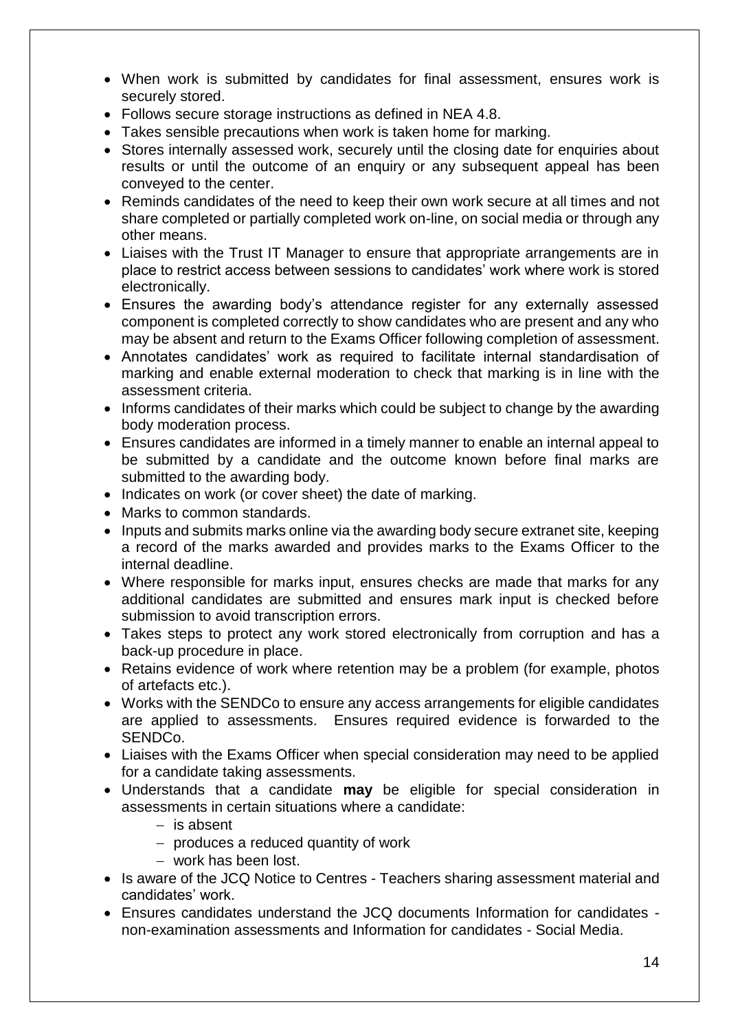- When work is submitted by candidates for final assessment, ensures work is securely stored.
- Follows secure storage instructions as defined in NEA 4.8.
- Takes sensible precautions when work is taken home for marking.
- Stores internally assessed work, securely until the closing date for enquiries about results or until the outcome of an enquiry or any subsequent appeal has been conveyed to the center.
- Reminds candidates of the need to keep their own work secure at all times and not share completed or partially completed work on-line, on social media or through any other means.
- Liaises with the Trust IT Manager to ensure that appropriate arrangements are in place to restrict access between sessions to candidates' work where work is stored electronically.
- Ensures the awarding body's attendance register for any externally assessed component is completed correctly to show candidates who are present and any who may be absent and return to the Exams Officer following completion of assessment.
- Annotates candidates' work as required to facilitate internal standardisation of marking and enable external moderation to check that marking is in line with the assessment criteria.
- Informs candidates of their marks which could be subject to change by the awarding body moderation process.
- Ensures candidates are informed in a timely manner to enable an internal appeal to be submitted by a candidate and the outcome known before final marks are submitted to the awarding body.
- Indicates on work (or cover sheet) the date of marking.
- Marks to common standards.
- Inputs and submits marks online via the awarding body secure extranet site, keeping a record of the marks awarded and provides marks to the Exams Officer to the internal deadline.
- Where responsible for marks input, ensures checks are made that marks for any additional candidates are submitted and ensures mark input is checked before submission to avoid transcription errors.
- Takes steps to protect any work stored electronically from corruption and has a back-up procedure in place.
- Retains evidence of work where retention may be a problem (for example, photos of artefacts etc.).
- Works with the SENDCo to ensure any access arrangements for eligible candidates are applied to assessments. Ensures required evidence is forwarded to the SENDCo.
- Liaises with the Exams Officer when special consideration may need to be applied for a candidate taking assessments.
- Understands that a candidate **may** be eligible for special consideration in assessments in certain situations where a candidate:
  - is absent
  - produces a reduced quantity of work
  - work has been lost.
- Is aware of the JCQ Notice to Centres - Teachers sharing assessment material and candidates' work.
- Ensures candidates understand the JCQ documents Information for candidates - non-examination assessments and Information for candidates - Social Media.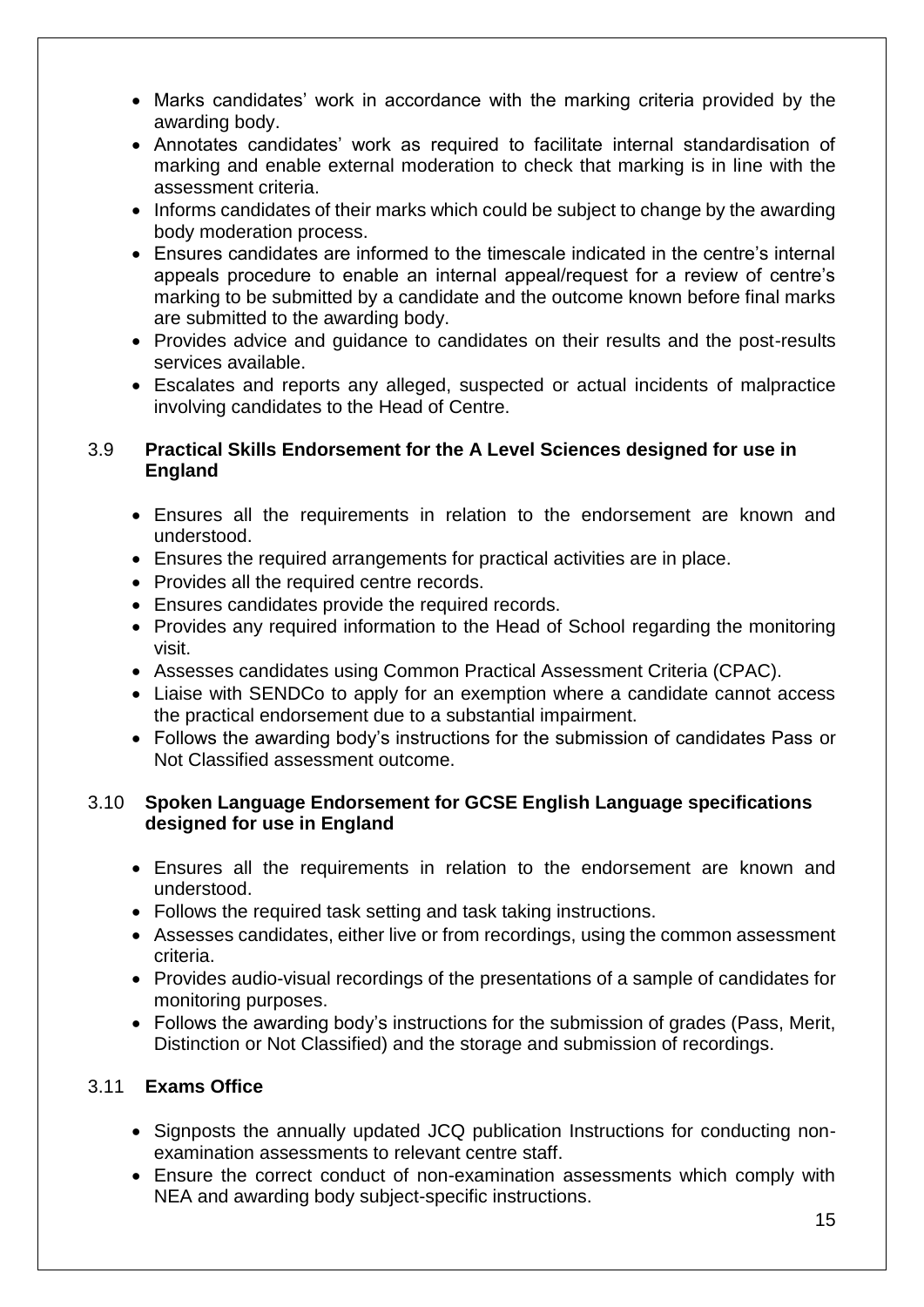- Marks candidates' work in accordance with the marking criteria provided by the awarding body.
- Annotates candidates' work as required to facilitate internal standardisation of marking and enable external moderation to check that marking is in line with the assessment criteria.
- Informs candidates of their marks which could be subject to change by the awarding body moderation process.
- Ensures candidates are informed to the timescale indicated in the centre's internal appeals procedure to enable an internal appeal/request for a review of centre's marking to be submitted by a candidate and the outcome known before final marks are submitted to the awarding body.
- Provides advice and guidance to candidates on their results and the post-results services available.
- Escalates and reports any alleged, suspected or actual incidents of malpractice involving candidates to the Head of Centre.

### 3.9 Practical Skills Endorsement for the A Level Sciences designed for use in England

- Ensures all the requirements in relation to the endorsement are known and understood.
- Ensures the required arrangements for practical activities are in place.
- Provides all the required centre records.
- Ensures candidates provide the required records.
- Provides any required information to the Head of School regarding the monitoring visit.
- Assesses candidates using Common Practical Assessment Criteria (CPAC).
- Liaise with SENDCo to apply for an exemption where a candidate cannot access the practical endorsement due to a substantial impairment.
- Follows the awarding body's instructions for the submission of candidates Pass or Not Classified assessment outcome.

### 3.10 Spoken Language Endorsement for GCSE English Language specifications designed for use in England

- Ensures all the requirements in relation to the endorsement are known and understood.
- Follows the required task setting and task taking instructions.
- Assesses candidates, either live or from recordings, using the common assessment criteria.
- Provides audio-visual recordings of the presentations of a sample of candidates for monitoring purposes.
- Follows the awarding body's instructions for the submission of grades (Pass, Merit, Distinction or Not Classified) and the storage and submission of recordings.

### 3.11 Exams Office

- Signposts the annually updated JCQ publication Instructions for conducting non-examination assessments to relevant centre staff.
- Ensure the correct conduct of non-examination assessments which comply with NEA and awarding body subject-specific instructions.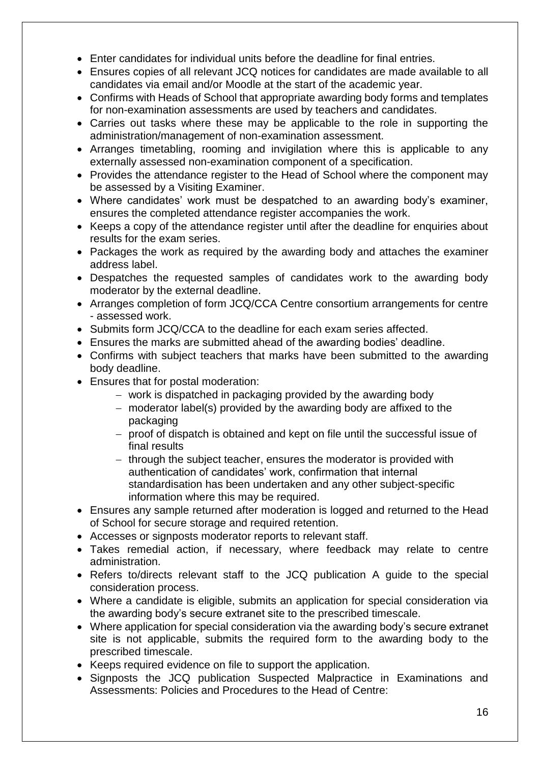- Enter candidates for individual units before the deadline for final entries.
- Ensures copies of all relevant JCQ notices for candidates are made available to all candidates via email and/or Moodle at the start of the academic year.
- Confirms with Heads of School that appropriate awarding body forms and templates for non-examination assessments are used by teachers and candidates.
- Carries out tasks where these may be applicable to the role in supporting the administration/management of non-examination assessment.
- Arranges timetabling, rooming and invigilation where this is applicable to any externally assessed non-examination component of a specification.
- Provides the attendance register to the Head of School where the component may be assessed by a Visiting Examiner.
- Where candidates' work must be despatched to an awarding body's examiner, ensures the completed attendance register accompanies the work.
- Keeps a copy of the attendance register until after the deadline for enquiries about results for the exam series.
- Packages the work as required by the awarding body and attaches the examiner address label.
- Despatches the requested samples of candidates work to the awarding body moderator by the external deadline.
- Arranges completion of form JCQ/CCA Centre consortium arrangements for centre - assessed work.
- Submits form JCQ/CCA to the deadline for each exam series affected.
- Ensures the marks are submitted ahead of the awarding bodies' deadline.
- Confirms with subject teachers that marks have been submitted to the awarding body deadline.
- Ensures that for postal moderation:
  - work is dispatched in packaging provided by the awarding body
  - moderator label(s) provided by the awarding body are affixed to the packaging
  - proof of dispatch is obtained and kept on file until the successful issue of final results
  - through the subject teacher, ensures the moderator is provided with authentication of candidates' work, confirmation that internal standardisation has been undertaken and any other subject-specific information where this may be required.
- Ensures any sample returned after moderation is logged and returned to the Head of School for secure storage and required retention.
- Accesses or signposts moderator reports to relevant staff.
- Takes remedial action, if necessary, where feedback may relate to centre administration.
- Refers to/directs relevant staff to the JCQ publication A guide to the special consideration process.
- Where a candidate is eligible, submits an application for special consideration via the awarding body's secure extranet site to the prescribed timescale.
- Where application for special consideration via the awarding body's secure extranet site is not applicable, submits the required form to the awarding body to the prescribed timescale.
- Keeps required evidence on file to support the application.
- Signposts the JCQ publication Suspected Malpractice in Examinations and Assessments: Policies and Procedures to the Head of Centre: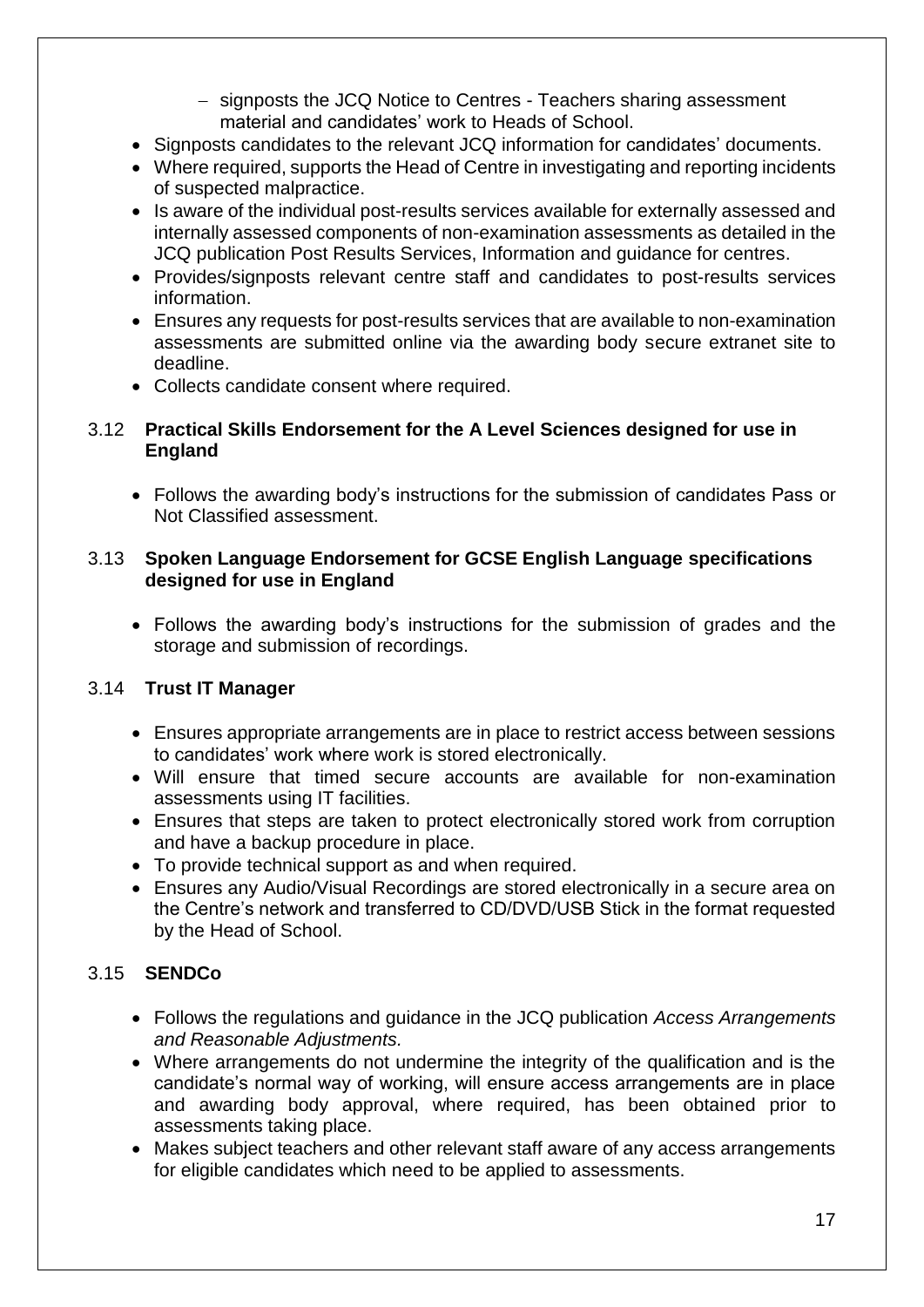- signposts the JCQ Notice to Centres - Teachers sharing assessment material and candidates' work to Heads of School.
- Signposts candidates to the relevant JCQ information for candidates' documents.
- Where required, supports the Head of Centre in investigating and reporting incidents of suspected malpractice.
- Is aware of the individual post-results services available for externally assessed and internally assessed components of non-examination assessments as detailed in the JCQ publication Post Results Services, Information and guidance for centres.
- Provides/signposts relevant centre staff and candidates to post-results services information.
- Ensures any requests for post-results services that are available to non-examination assessments are submitted online via the awarding body secure extranet site to deadline.
- Collects candidate consent where required.

### 3.12 Practical Skills Endorsement for the A Level Sciences designed for use in England

- Follows the awarding body's instructions for the submission of candidates Pass or Not Classified assessment.

### 3.13 Spoken Language Endorsement for GCSE English Language specifications designed for use in England

- Follows the awarding body's instructions for the submission of grades and the storage and submission of recordings.

### 3.14 Trust IT Manager

- Ensures appropriate arrangements are in place to restrict access between sessions to candidates' work where work is stored electronically.
- Will ensure that timed secure accounts are available for non-examination assessments using IT facilities.
- Ensures that steps are taken to protect electronically stored work from corruption and have a backup procedure in place.
- To provide technical support as and when required.
- Ensures any Audio/Visual Recordings are stored electronically in a secure area on the Centre's network and transferred to CD/DVD/USB Stick in the format requested by the Head of School.

### 3.15 SENDCo

- Follows the regulations and guidance in the JCQ publication *Access Arrangements and Reasonable Adjustments.*
- Where arrangements do not undermine the integrity of the qualification and is the candidate's normal way of working, will ensure access arrangements are in place and awarding body approval, where required, has been obtained prior to assessments taking place.
- Makes subject teachers and other relevant staff aware of any access arrangements for eligible candidates which need to be applied to assessments.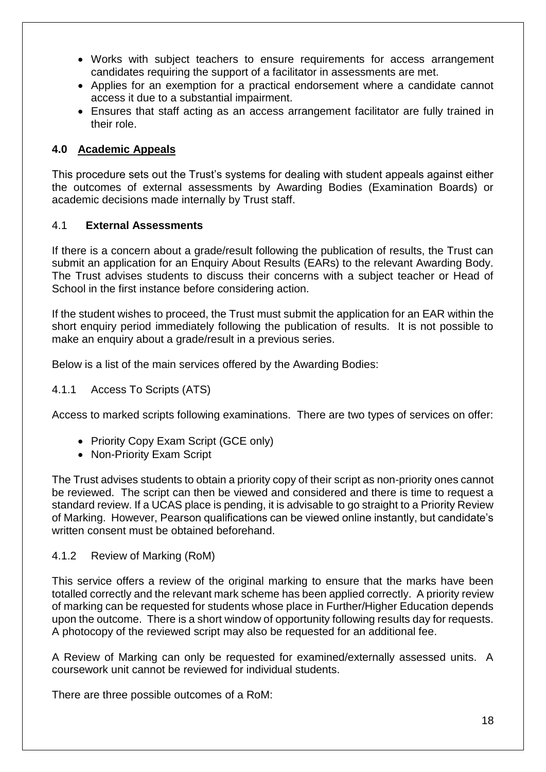- Works with subject teachers to ensure requirements for access arrangement candidates requiring the support of a facilitator in assessments are met.
- Applies for an exemption for a practical endorsement where a candidate cannot access it due to a substantial impairment.
- Ensures that staff acting as an access arrangement facilitator are fully trained in their role.

## 4.0 Academic Appeals

This procedure sets out the Trust's systems for dealing with student appeals against either the outcomes of external assessments by Awarding Bodies (Examination Boards) or academic decisions made internally by Trust staff.

### 4.1 External Assessments

If there is a concern about a grade/result following the publication of results, the Trust can submit an application for an Enquiry About Results (EARs) to the relevant Awarding Body. The Trust advises students to discuss their concerns with a subject teacher or Head of School in the first instance before considering action.

If the student wishes to proceed, the Trust must submit the application for an EAR within the short enquiry period immediately following the publication of results. It is not possible to make an enquiry about a grade/result in a previous series.

Below is a list of the main services offered by the Awarding Bodies:

#### 4.1.1 Access To Scripts (ATS)

Access to marked scripts following examinations. There are two types of services on offer:

- Priority Copy Exam Script (GCE only)
- Non-Priority Exam Script

The Trust advises students to obtain a priority copy of their script as non-priority ones cannot be reviewed. The script can then be viewed and considered and there is time to request a standard review. If a UCAS place is pending, it is advisable to go straight to a Priority Review of Marking. However, Pearson qualifications can be viewed online instantly, but candidate's written consent must be obtained beforehand.

#### 4.1.2 Review of Marking (RoM)

This service offers a review of the original marking to ensure that the marks have been totalled correctly and the relevant mark scheme has been applied correctly. A priority review of marking can be requested for students whose place in Further/Higher Education depends upon the outcome. There is a short window of opportunity following results day for requests. A photocopy of the reviewed script may also be requested for an additional fee.

A Review of Marking can only be requested for examined/externally assessed units. A coursework unit cannot be reviewed for individual students.

There are three possible outcomes of a RoM: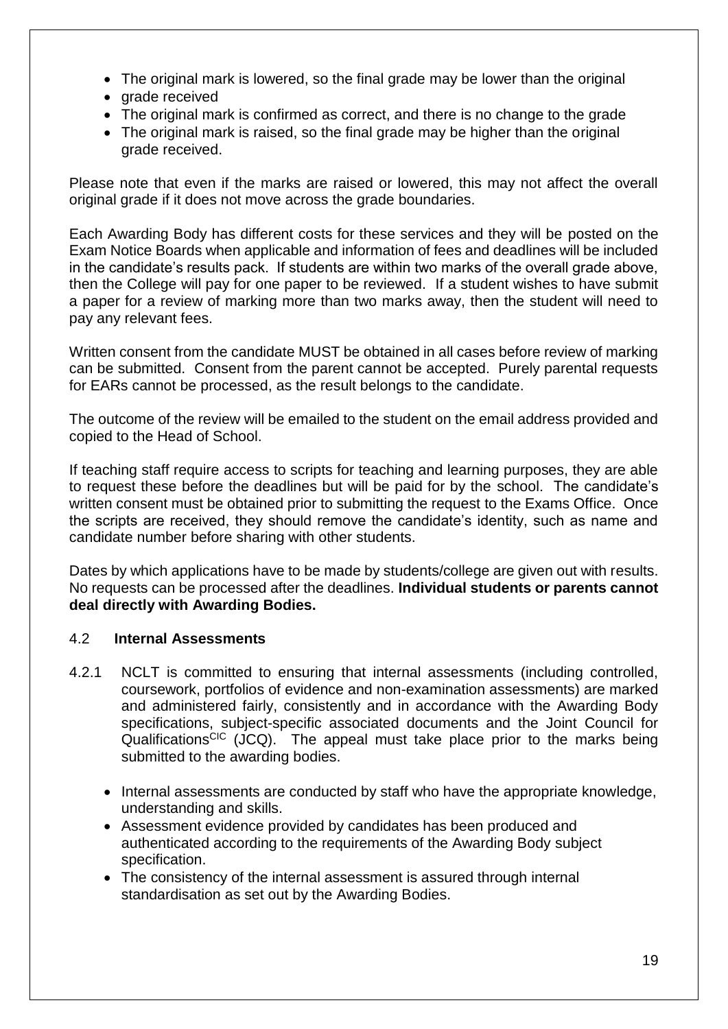- The original mark is lowered, so the final grade may be lower than the original
- grade received
- The original mark is confirmed as correct, and there is no change to the grade
- The original mark is raised, so the final grade may be higher than the original grade received.

Please note that even if the marks are raised or lowered, this may not affect the overall original grade if it does not move across the grade boundaries.

Each Awarding Body has different costs for these services and they will be posted on the Exam Notice Boards when applicable and information of fees and deadlines will be included in the candidate's results pack. If students are within two marks of the overall grade above, then the College will pay for one paper to be reviewed. If a student wishes to have submit a paper for a review of marking more than two marks away, then the student will need to pay any relevant fees.

Written consent from the candidate MUST be obtained in all cases before review of marking can be submitted. Consent from the parent cannot be accepted. Purely parental requests for EARs cannot be processed, as the result belongs to the candidate.

The outcome of the review will be emailed to the student on the email address provided and copied to the Head of School.

If teaching staff require access to scripts for teaching and learning purposes, they are able to request these before the deadlines but will be paid for by the school. The candidate's written consent must be obtained prior to submitting the request to the Exams Office. Once the scripts are received, they should remove the candidate's identity, such as name and candidate number before sharing with other students.

Dates by which applications have to be made by students/college are given out with results. No requests can be processed after the deadlines. **Individual students or parents cannot deal directly with Awarding Bodies.**

### 4.2 Internal Assessments

4.2.1 NCLT is committed to ensuring that internal assessments (including controlled, coursework, portfolios of evidence and non-examination assessments) are marked and administered fairly, consistently and in accordance with the Awarding Body specifications, subject-specific associated documents and the Joint Council for Qualifications[CIC] (JCQ). The appeal must take place prior to the marks being submitted to the awarding bodies.

- Internal assessments are conducted by staff who have the appropriate knowledge, understanding and skills.
- Assessment evidence provided by candidates has been produced and authenticated according to the requirements of the Awarding Body subject specification.
- The consistency of the internal assessment is assured through internal standardisation as set out by the Awarding Bodies.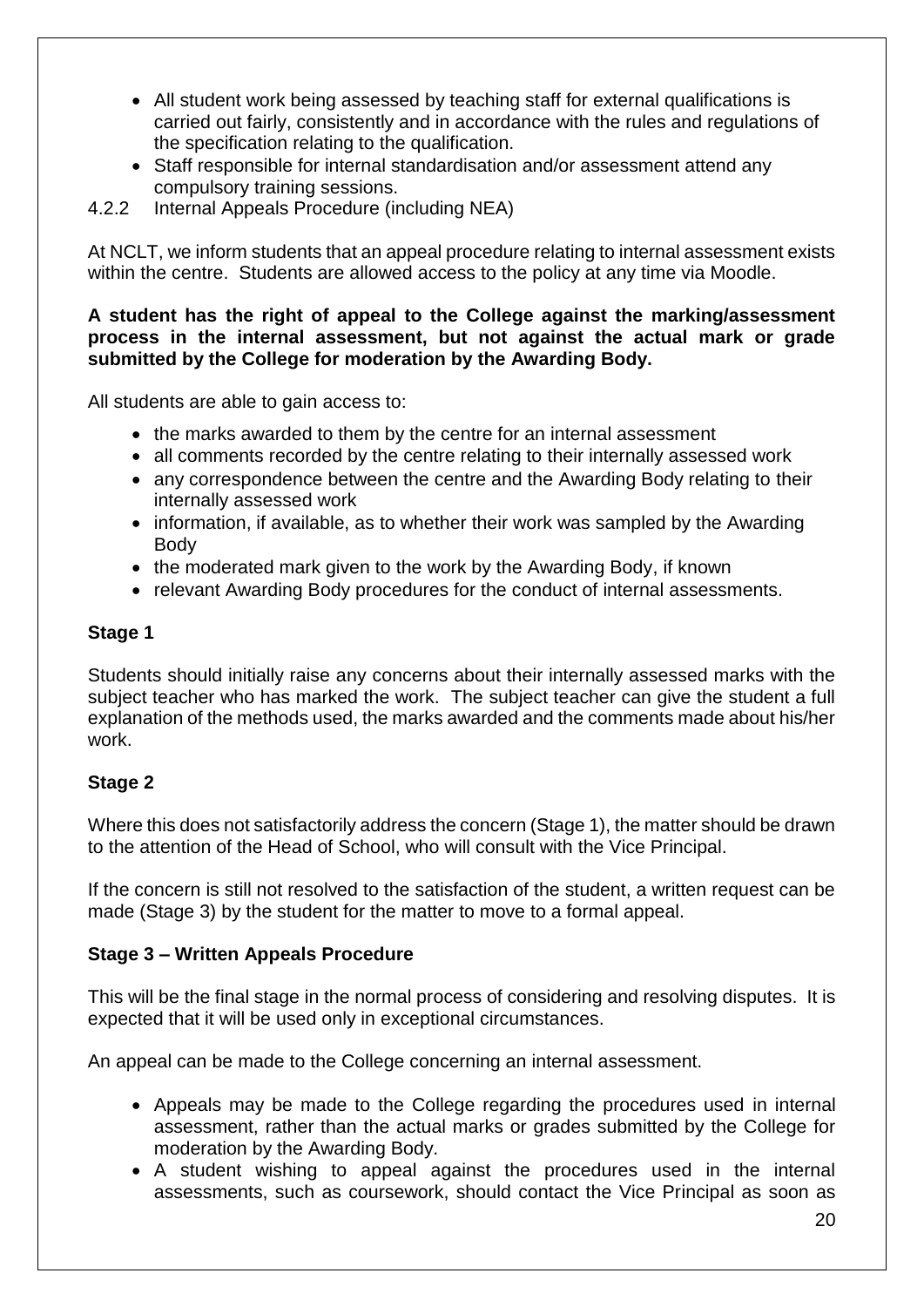- All student work being assessed by teaching staff for external qualifications is carried out fairly, consistently and in accordance with the rules and regulations of the specification relating to the qualification.
- Staff responsible for internal standardisation and/or assessment attend any compulsory training sessions.

4.2.2 Internal Appeals Procedure (including NEA)

At NCLT, we inform students that an appeal procedure relating to internal assessment exists within the centre. Students are allowed access to the policy at any time via Moodle.

**A student has the right of appeal to the College against the marking/assessment process in the internal assessment, but not against the actual mark or grade submitted by the College for moderation by the Awarding Body.**

All students are able to gain access to:

- the marks awarded to them by the centre for an internal assessment
- all comments recorded by the centre relating to their internally assessed work
- any correspondence between the centre and the Awarding Body relating to their internally assessed work
- information, if available, as to whether their work was sampled by the Awarding Body
- the moderated mark given to the work by the Awarding Body, if known
- relevant Awarding Body procedures for the conduct of internal assessments.

**Stage 1**

Students should initially raise any concerns about their internally assessed marks with the subject teacher who has marked the work. The subject teacher can give the student a full explanation of the methods used, the marks awarded and the comments made about his/her work.

**Stage 2**

Where this does not satisfactorily address the concern (Stage 1), the matter should be drawn to the attention of the Head of School, who will consult with the Vice Principal.

If the concern is still not resolved to the satisfaction of the student, a written request can be made (Stage 3) by the student for the matter to move to a formal appeal.

**Stage 3 – Written Appeals Procedure**

This will be the final stage in the normal process of considering and resolving disputes. It is expected that it will be used only in exceptional circumstances.

An appeal can be made to the College concerning an internal assessment.

- Appeals may be made to the College regarding the procedures used in internal assessment, rather than the actual marks or grades submitted by the College for moderation by the Awarding Body.
- A student wishing to appeal against the procedures used in the internal assessments, such as coursework, should contact the Vice Principal as soon as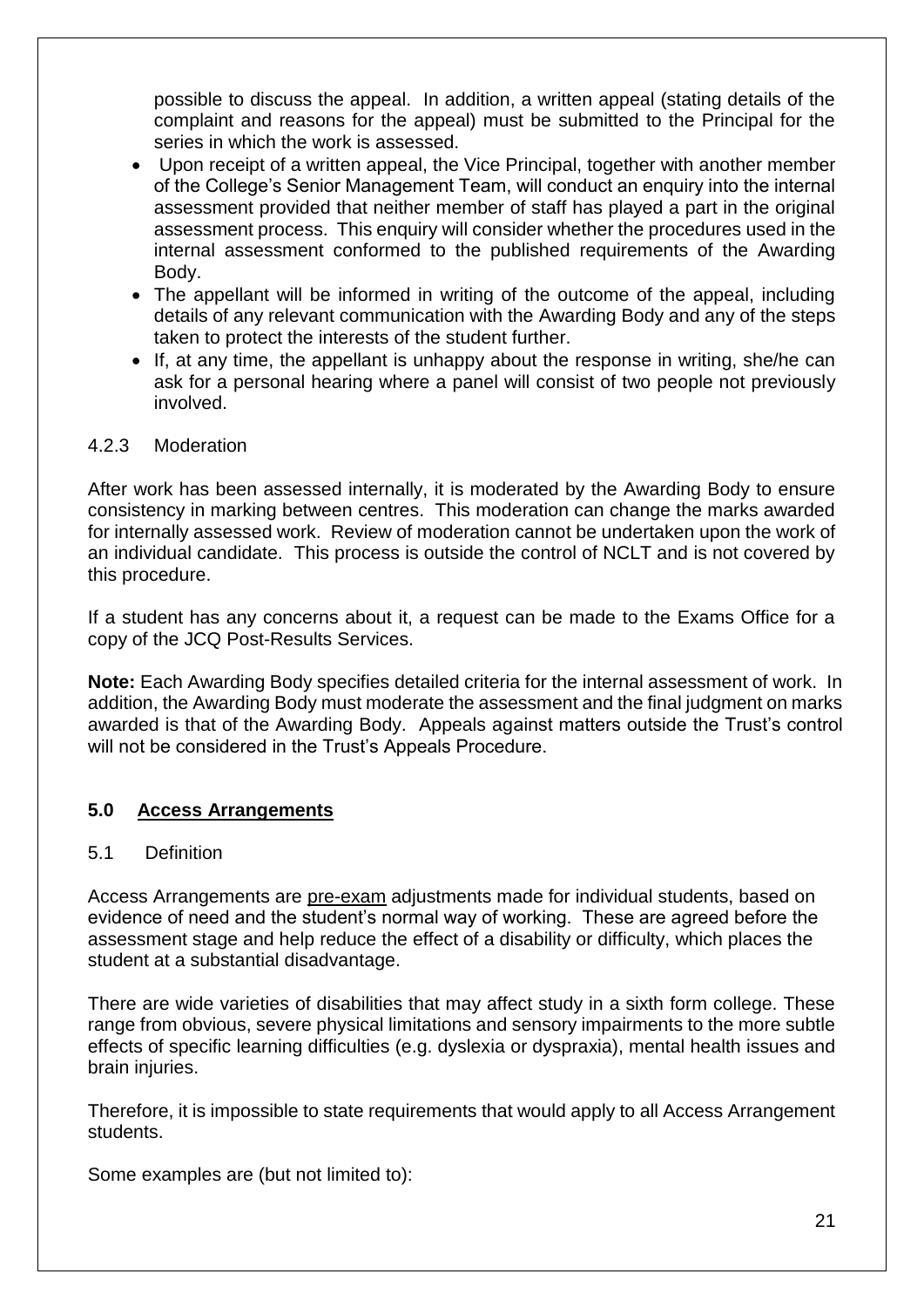possible to discuss the appeal. In addition, a written appeal (stating details of the complaint and reasons for the appeal) must be submitted to the Principal for the series in which the work is assessed.

- Upon receipt of a written appeal, the Vice Principal, together with another member of the College's Senior Management Team, will conduct an enquiry into the internal assessment provided that neither member of staff has played a part in the original assessment process. This enquiry will consider whether the procedures used in the internal assessment conformed to the published requirements of the Awarding Body.
- The appellant will be informed in writing of the outcome of the appeal, including details of any relevant communication with the Awarding Body and any of the steps taken to protect the interests of the student further.
- If, at any time, the appellant is unhappy about the response in writing, she/he can ask for a personal hearing where a panel will consist of two people not previously involved.

4.2.3 Moderation

After work has been assessed internally, it is moderated by the Awarding Body to ensure consistency in marking between centres. This moderation can change the marks awarded for internally assessed work. Review of moderation cannot be undertaken upon the work of an individual candidate. This process is outside the control of NCLT and is not covered by this procedure.

If a student has any concerns about it, a request can be made to the Exams Office for a copy of the JCQ Post-Results Services.

**Note:** Each Awarding Body specifies detailed criteria for the internal assessment of work. In addition, the Awarding Body must moderate the assessment and the final judgment on marks awarded is that of the Awarding Body. Appeals against matters outside the Trust's control will not be considered in the Trust's Appeals Procedure.

## 5.0 Access Arrangements

5.1 Definition

Access Arrangements are pre-exam adjustments made for individual students, based on evidence of need and the student's normal way of working. These are agreed before the assessment stage and help reduce the effect of a disability or difficulty, which places the student at a substantial disadvantage.

There are wide varieties of disabilities that may affect study in a sixth form college. These range from obvious, severe physical limitations and sensory impairments to the more subtle effects of specific learning difficulties (e.g. dyslexia or dyspraxia), mental health issues and brain injuries.

Therefore, it is impossible to state requirements that would apply to all Access Arrangement students.

Some examples are (but not limited to):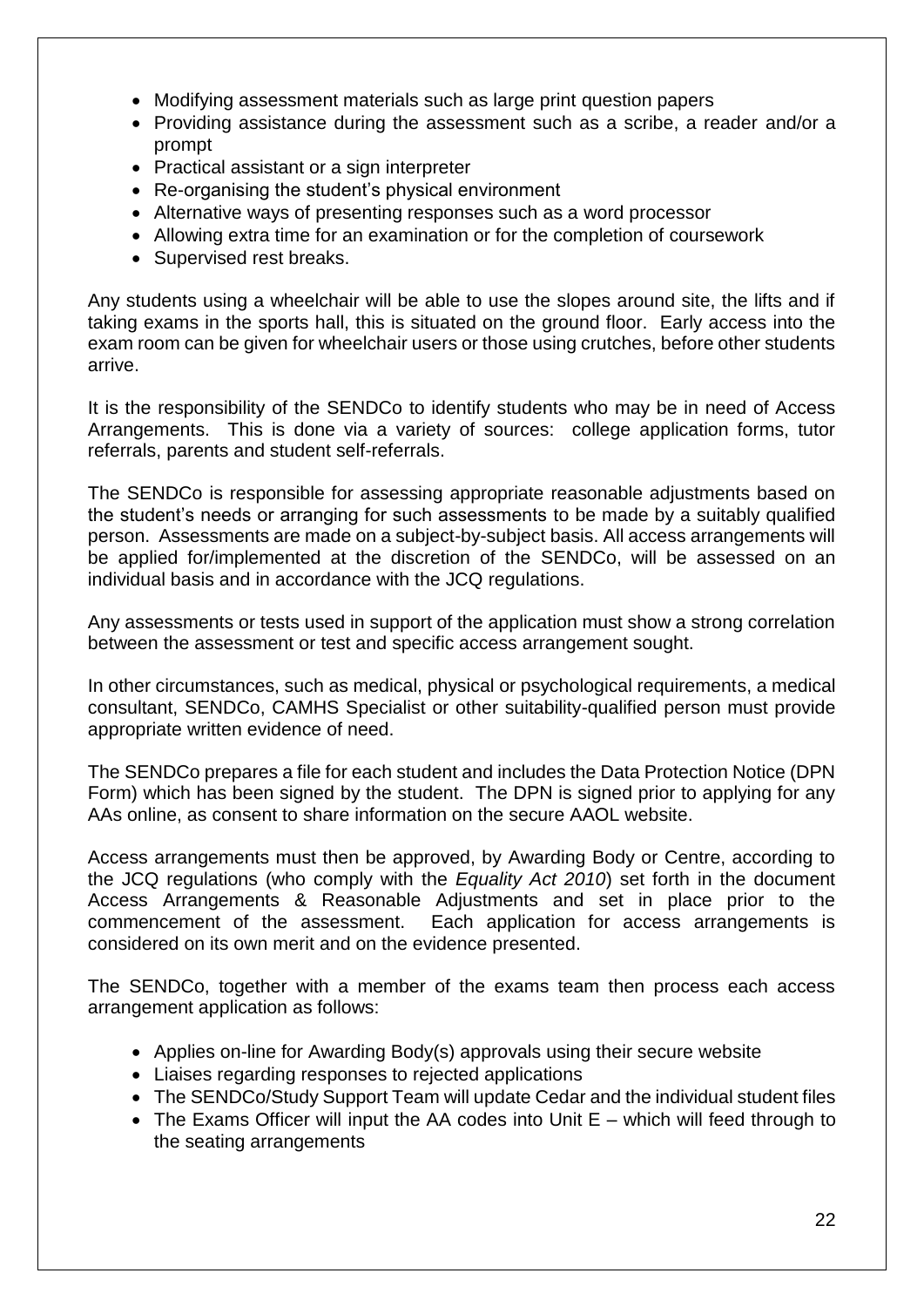- Modifying assessment materials such as large print question papers
- Providing assistance during the assessment such as a scribe, a reader and/or a prompt
- Practical assistant or a sign interpreter
- Re-organising the student's physical environment
- Alternative ways of presenting responses such as a word processor
- Allowing extra time for an examination or for the completion of coursework
- Supervised rest breaks.

Any students using a wheelchair will be able to use the slopes around site, the lifts and if taking exams in the sports hall, this is situated on the ground floor. Early access into the exam room can be given for wheelchair users or those using crutches, before other students arrive.

It is the responsibility of the SENDCo to identify students who may be in need of Access Arrangements. This is done via a variety of sources: college application forms, tutor referrals, parents and student self-referrals.

The SENDCo is responsible for assessing appropriate reasonable adjustments based on the student's needs or arranging for such assessments to be made by a suitably qualified person. Assessments are made on a subject-by-subject basis. All access arrangements will be applied for/implemented at the discretion of the SENDCo, will be assessed on an individual basis and in accordance with the JCQ regulations.

Any assessments or tests used in support of the application must show a strong correlation between the assessment or test and specific access arrangement sought.

In other circumstances, such as medical, physical or psychological requirements, a medical consultant, SENDCo, CAMHS Specialist or other suitability-qualified person must provide appropriate written evidence of need.

The SENDCo prepares a file for each student and includes the Data Protection Notice (DPN Form) which has been signed by the student. The DPN is signed prior to applying for any AAs online, as consent to share information on the secure AAOL website.

Access arrangements must then be approved, by Awarding Body or Centre, according to the JCQ regulations (who comply with the *Equality Act 2010*) set forth in the document Access Arrangements & Reasonable Adjustments and set in place prior to the commencement of the assessment. Each application for access arrangements is considered on its own merit and on the evidence presented.

The SENDCo, together with a member of the exams team then process each access arrangement application as follows:

- Applies on-line for Awarding Body(s) approvals using their secure website
- Liaises regarding responses to rejected applications
- The SENDCo/Study Support Team will update Cedar and the individual student files
- The Exams Officer will input the AA codes into Unit E – which will feed through to the seating arrangements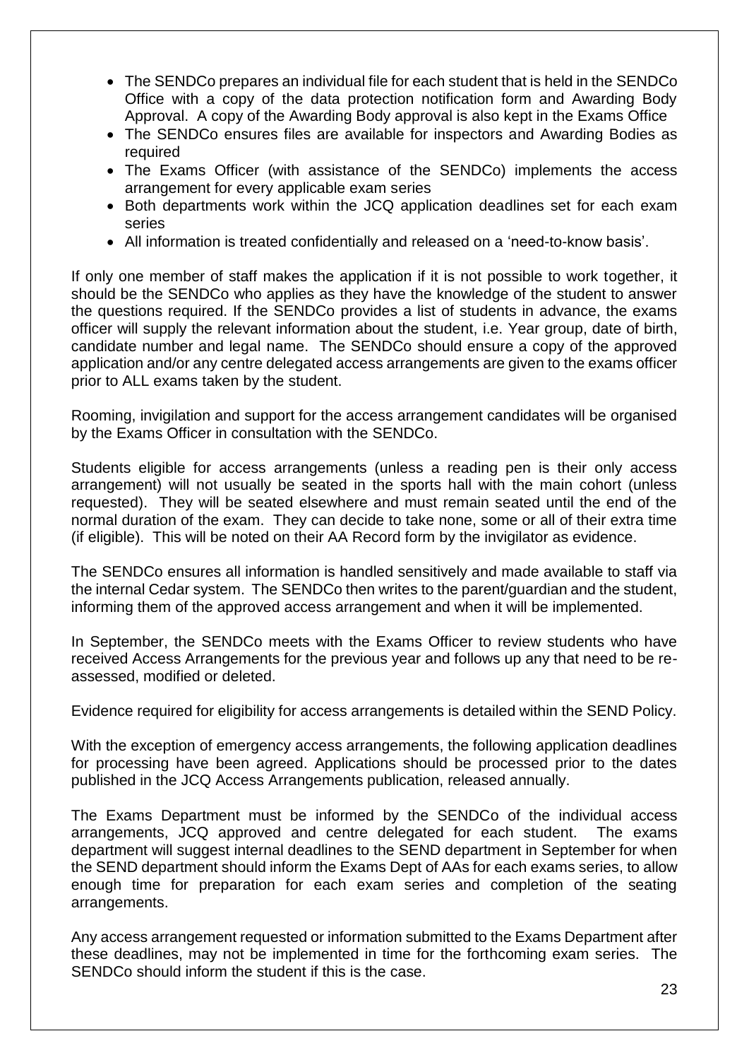- The SENDCo prepares an individual file for each student that is held in the SENDCo Office with a copy of the data protection notification form and Awarding Body Approval. A copy of the Awarding Body approval is also kept in the Exams Office
- The SENDCo ensures files are available for inspectors and Awarding Bodies as required
- The Exams Officer (with assistance of the SENDCo) implements the access arrangement for every applicable exam series
- Both departments work within the JCQ application deadlines set for each exam series
- All information is treated confidentially and released on a 'need-to-know basis'.

If only one member of staff makes the application if it is not possible to work together, it should be the SENDCo who applies as they have the knowledge of the student to answer the questions required. If the SENDCo provides a list of students in advance, the exams officer will supply the relevant information about the student, i.e. Year group, date of birth, candidate number and legal name. The SENDCo should ensure a copy of the approved application and/or any centre delegated access arrangements are given to the exams officer prior to ALL exams taken by the student.

Rooming, invigilation and support for the access arrangement candidates will be organised by the Exams Officer in consultation with the SENDCo.

Students eligible for access arrangements (unless a reading pen is their only access arrangement) will not usually be seated in the sports hall with the main cohort (unless requested). They will be seated elsewhere and must remain seated until the end of the normal duration of the exam. They can decide to take none, some or all of their extra time (if eligible). This will be noted on their AA Record form by the invigilator as evidence.

The SENDCo ensures all information is handled sensitively and made available to staff via the internal Cedar system. The SENDCo then writes to the parent/guardian and the student, informing them of the approved access arrangement and when it will be implemented.

In September, the SENDCo meets with the Exams Officer to review students who have received Access Arrangements for the previous year and follows up any that need to be re-assessed, modified or deleted.

Evidence required for eligibility for access arrangements is detailed within the SEND Policy.

With the exception of emergency access arrangements, the following application deadlines for processing have been agreed. Applications should be processed prior to the dates published in the JCQ Access Arrangements publication, released annually.

The Exams Department must be informed by the SENDCo of the individual access arrangements, JCQ approved and centre delegated for each student. The exams department will suggest internal deadlines to the SEND department in September for when the SEND department should inform the Exams Dept of AAs for each exams series, to allow enough time for preparation for each exam series and completion of the seating arrangements.

Any access arrangement requested or information submitted to the Exams Department after these deadlines, may not be implemented in time for the forthcoming exam series. The SENDCo should inform the student if this is the case.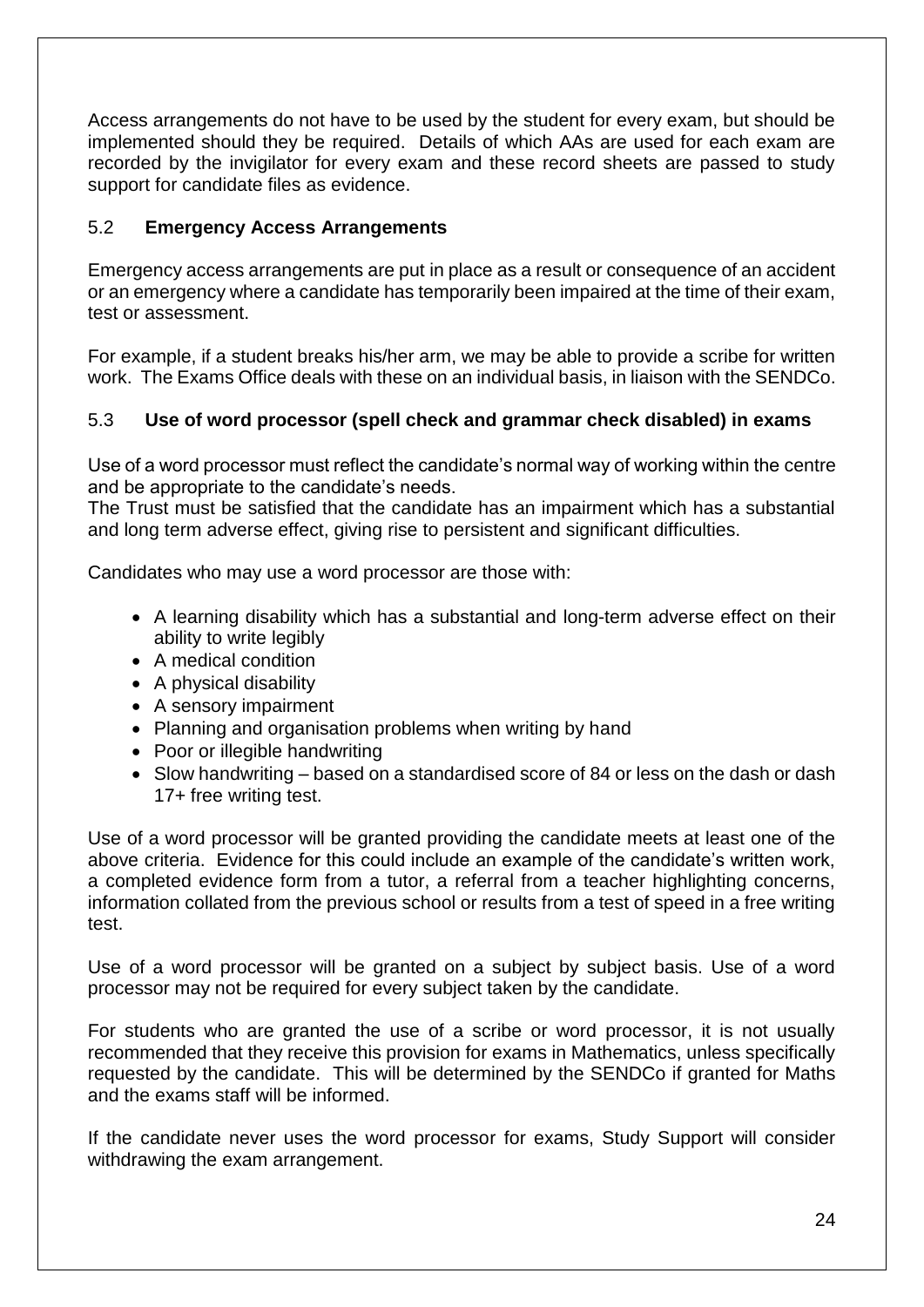Access arrangements do not have to be used by the student for every exam, but should be implemented should they be required. Details of which AAs are used for each exam are recorded by the invigilator for every exam and these record sheets are passed to study support for candidate files as evidence.

### 5.2 **Emergency Access Arrangements**

Emergency access arrangements are put in place as a result or consequence of an accident or an emergency where a candidate has temporarily been impaired at the time of their exam, test or assessment.

For example, if a student breaks his/her arm, we may be able to provide a scribe for written work. The Exams Office deals with these on an individual basis, in liaison with the SENDCo.

### 5.3 **Use of word processor (spell check and grammar check disabled) in exams**

Use of a word processor must reflect the candidate's normal way of working within the centre and be appropriate to the candidate's needs.
The Trust must be satisfied that the candidate has an impairment which has a substantial and long term adverse effect, giving rise to persistent and significant difficulties.

Candidates who may use a word processor are those with:

- A learning disability which has a substantial and long-term adverse effect on their ability to write legibly
- A medical condition
- A physical disability
- A sensory impairment
- Planning and organisation problems when writing by hand
- Poor or illegible handwriting
- Slow handwriting – based on a standardised score of 84 or less on the dash or dash 17+ free writing test.

Use of a word processor will be granted providing the candidate meets at least one of the above criteria. Evidence for this could include an example of the candidate's written work, a completed evidence form from a tutor, a referral from a teacher highlighting concerns, information collated from the previous school or results from a test of speed in a free writing test.

Use of a word processor will be granted on a subject by subject basis. Use of a word processor may not be required for every subject taken by the candidate.

For students who are granted the use of a scribe or word processor, it is not usually recommended that they receive this provision for exams in Mathematics, unless specifically requested by the candidate. This will be determined by the SENDCo if granted for Maths and the exams staff will be informed.

If the candidate never uses the word processor for exams, Study Support will consider withdrawing the exam arrangement.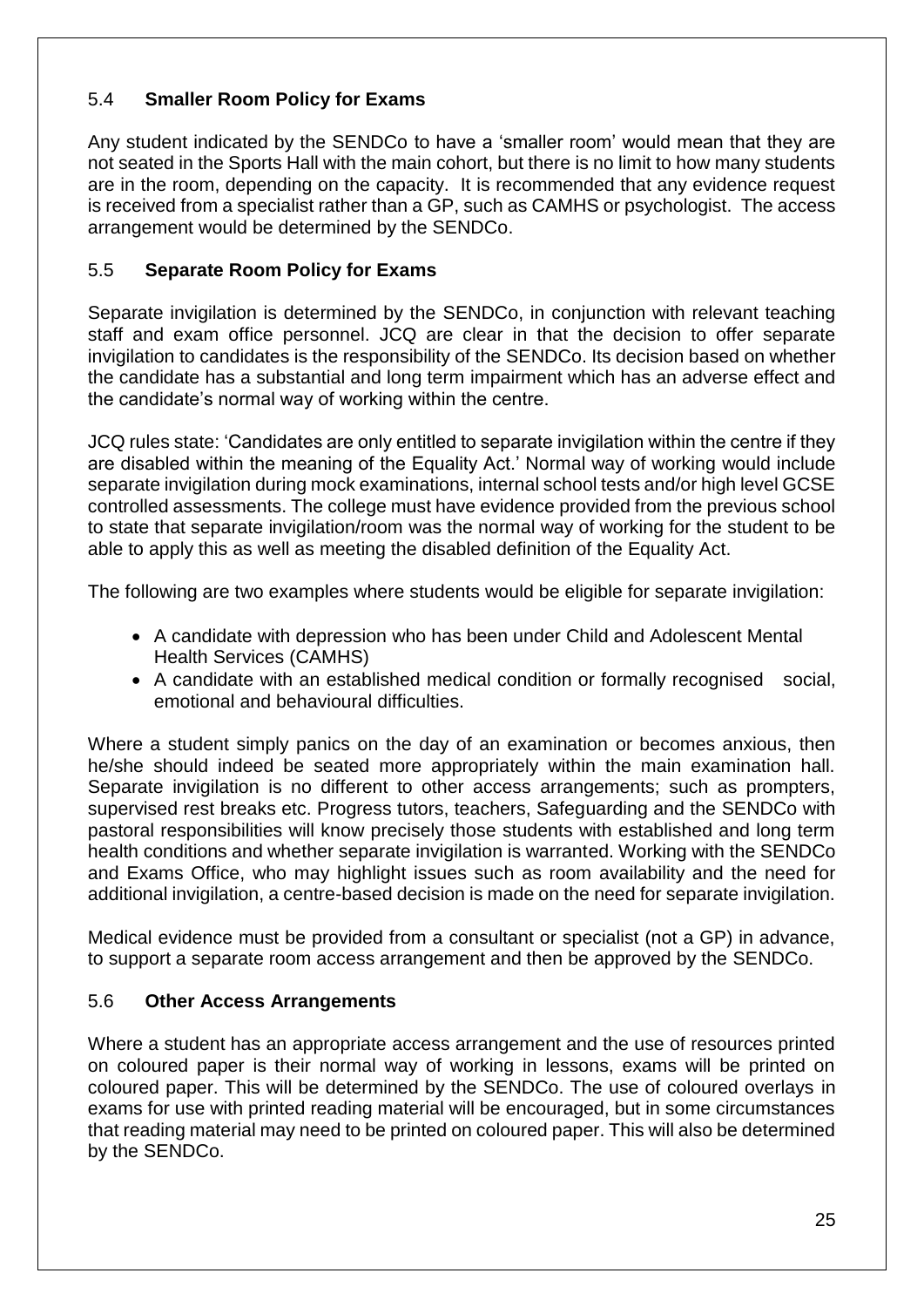### 5.4 **Smaller Room Policy for Exams**

Any student indicated by the SENDCo to have a 'smaller room' would mean that they are not seated in the Sports Hall with the main cohort, but there is no limit to how many students are in the room, depending on the capacity. It is recommended that any evidence request is received from a specialist rather than a GP, such as CAMHS or psychologist. The access arrangement would be determined by the SENDCo.

### 5.5 **Separate Room Policy for Exams**

Separate invigilation is determined by the SENDCo, in conjunction with relevant teaching staff and exam office personnel. JCQ are clear in that the decision to offer separate invigilation to candidates is the responsibility of the SENDCo. Its decision based on whether the candidate has a substantial and long term impairment which has an adverse effect and the candidate's normal way of working within the centre.

JCQ rules state: 'Candidates are only entitled to separate invigilation within the centre if they are disabled within the meaning of the Equality Act.' Normal way of working would include separate invigilation during mock examinations, internal school tests and/or high level GCSE controlled assessments. The college must have evidence provided from the previous school to state that separate invigilation/room was the normal way of working for the student to be able to apply this as well as meeting the disabled definition of the Equality Act.

The following are two examples where students would be eligible for separate invigilation:

- A candidate with depression who has been under Child and Adolescent Mental Health Services (CAMHS)
- A candidate with an established medical condition or formally recognised social, emotional and behavioural difficulties.

Where a student simply panics on the day of an examination or becomes anxious, then he/she should indeed be seated more appropriately within the main examination hall. Separate invigilation is no different to other access arrangements; such as prompters, supervised rest breaks etc. Progress tutors, teachers, Safeguarding and the SENDCo with pastoral responsibilities will know precisely those students with established and long term health conditions and whether separate invigilation is warranted. Working with the SENDCo and Exams Office, who may highlight issues such as room availability and the need for additional invigilation, a centre-based decision is made on the need for separate invigilation.

Medical evidence must be provided from a consultant or specialist (not a GP) in advance, to support a separate room access arrangement and then be approved by the SENDCo.

### 5.6 **Other Access Arrangements**

Where a student has an appropriate access arrangement and the use of resources printed on coloured paper is their normal way of working in lessons, exams will be printed on coloured paper. This will be determined by the SENDCo. The use of coloured overlays in exams for use with printed reading material will be encouraged, but in some circumstances that reading material may need to be printed on coloured paper. This will also be determined by the SENDCo.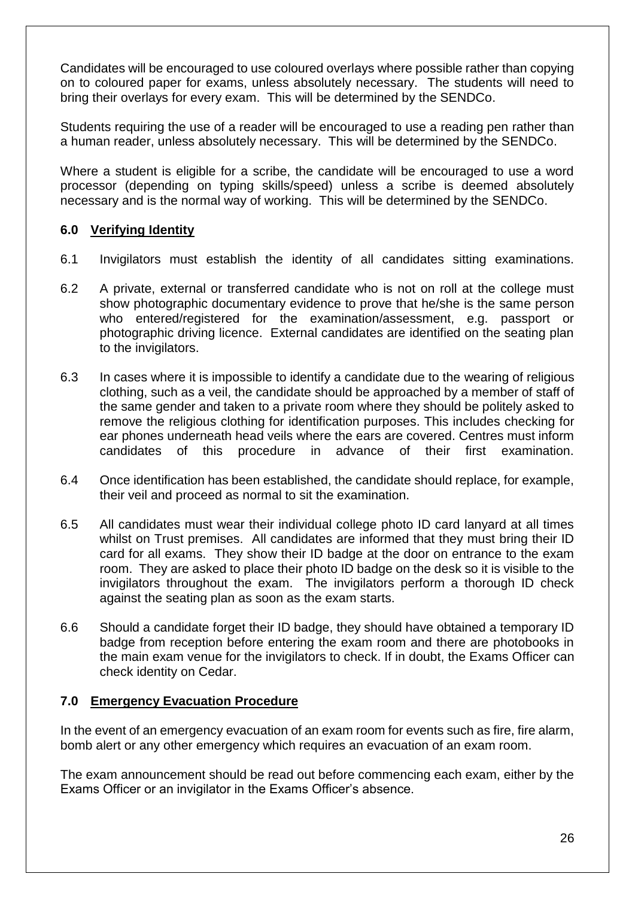Candidates will be encouraged to use coloured overlays where possible rather than copying on to coloured paper for exams, unless absolutely necessary. The students will need to bring their overlays for every exam. This will be determined by the SENDCo.

Students requiring the use of a reader will be encouraged to use a reading pen rather than a human reader, unless absolutely necessary. This will be determined by the SENDCo.

Where a student is eligible for a scribe, the candidate will be encouraged to use a word processor (depending on typing skills/speed) unless a scribe is deemed absolutely necessary and is the normal way of working. This will be determined by the SENDCo.

### 6.0 Verifying Identity

6.1 Invigilators must establish the identity of all candidates sitting examinations.

6.2 A private, external or transferred candidate who is not on roll at the college must show photographic documentary evidence to prove that he/she is the same person who entered/registered for the examination/assessment, e.g. passport or photographic driving licence. External candidates are identified on the seating plan to the invigilators.

6.3 In cases where it is impossible to identify a candidate due to the wearing of religious clothing, such as a veil, the candidate should be approached by a member of staff of the same gender and taken to a private room where they should be politely asked to remove the religious clothing for identification purposes. This includes checking for ear phones underneath head veils where the ears are covered. Centres must inform candidates of this procedure in advance of their first examination.

6.4 Once identification has been established, the candidate should replace, for example, their veil and proceed as normal to sit the examination.

6.5 All candidates must wear their individual college photo ID card lanyard at all times whilst on Trust premises. All candidates are informed that they must bring their ID card for all exams. They show their ID badge at the door on entrance to the exam room. They are asked to place their photo ID badge on the desk so it is visible to the invigilators throughout the exam. The invigilators perform a thorough ID check against the seating plan as soon as the exam starts.

6.6 Should a candidate forget their ID badge, they should have obtained a temporary ID badge from reception before entering the exam room and there are photobooks in the main exam venue for the invigilators to check. If in doubt, the Exams Officer can check identity on Cedar.

### 7.0 Emergency Evacuation Procedure

In the event of an emergency evacuation of an exam room for events such as fire, fire alarm, bomb alert or any other emergency which requires an evacuation of an exam room.

The exam announcement should be read out before commencing each exam, either by the Exams Officer or an invigilator in the Exams Officer's absence.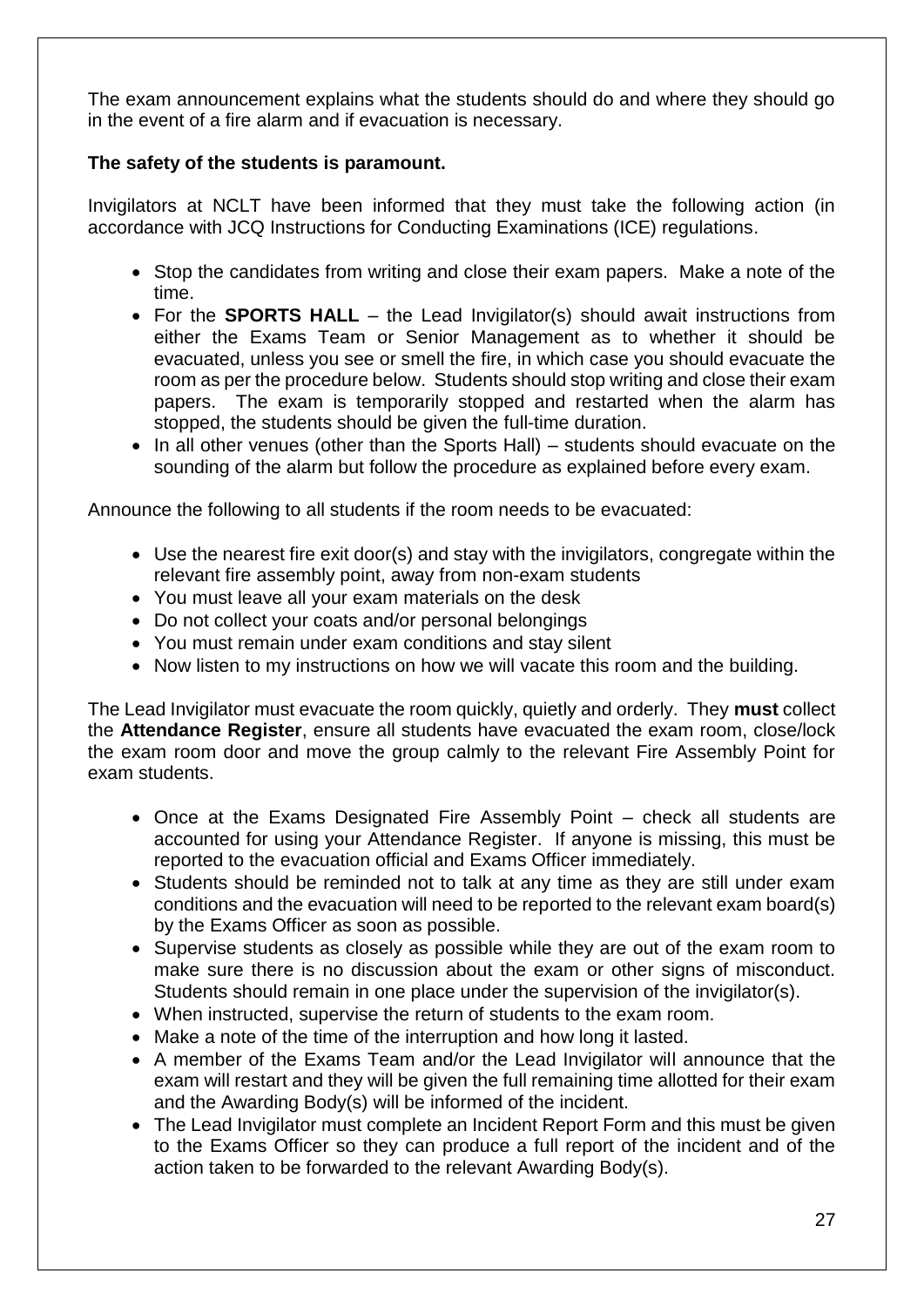The exam announcement explains what the students should do and where they should go in the event of a fire alarm and if evacuation is necessary.

**The safety of the students is paramount.**

Invigilators at NCLT have been informed that they must take the following action (in accordance with JCQ Instructions for Conducting Examinations (ICE) regulations.

- Stop the candidates from writing and close their exam papers. Make a note of the time.
- For the **SPORTS HALL** – the Lead Invigilator(s) should await instructions from either the Exams Team or Senior Management as to whether it should be evacuated, unless you see or smell the fire, in which case you should evacuate the room as per the procedure below. Students should stop writing and close their exam papers. The exam is temporarily stopped and restarted when the alarm has stopped, the students should be given the full-time duration.
- In all other venues (other than the Sports Hall) – students should evacuate on the sounding of the alarm but follow the procedure as explained before every exam.

Announce the following to all students if the room needs to be evacuated:

- Use the nearest fire exit door(s) and stay with the invigilators, congregate within the relevant fire assembly point, away from non-exam students
- You must leave all your exam materials on the desk
- Do not collect your coats and/or personal belongings
- You must remain under exam conditions and stay silent
- Now listen to my instructions on how we will vacate this room and the building.

The Lead Invigilator must evacuate the room quickly, quietly and orderly. They **must** collect the **Attendance Register**, ensure all students have evacuated the exam room, close/lock the exam room door and move the group calmly to the relevant Fire Assembly Point for exam students.

- Once at the Exams Designated Fire Assembly Point – check all students are accounted for using your Attendance Register. If anyone is missing, this must be reported to the evacuation official and Exams Officer immediately.
- Students should be reminded not to talk at any time as they are still under exam conditions and the evacuation will need to be reported to the relevant exam board(s) by the Exams Officer as soon as possible.
- Supervise students as closely as possible while they are out of the exam room to make sure there is no discussion about the exam or other signs of misconduct. Students should remain in one place under the supervision of the invigilator(s).
- When instructed, supervise the return of students to the exam room.
- Make a note of the time of the interruption and how long it lasted.
- A member of the Exams Team and/or the Lead Invigilator will announce that the exam will restart and they will be given the full remaining time allotted for their exam and the Awarding Body(s) will be informed of the incident.
- The Lead Invigilator must complete an Incident Report Form and this must be given to the Exams Officer so they can produce a full report of the incident and of the action taken to be forwarded to the relevant Awarding Body(s).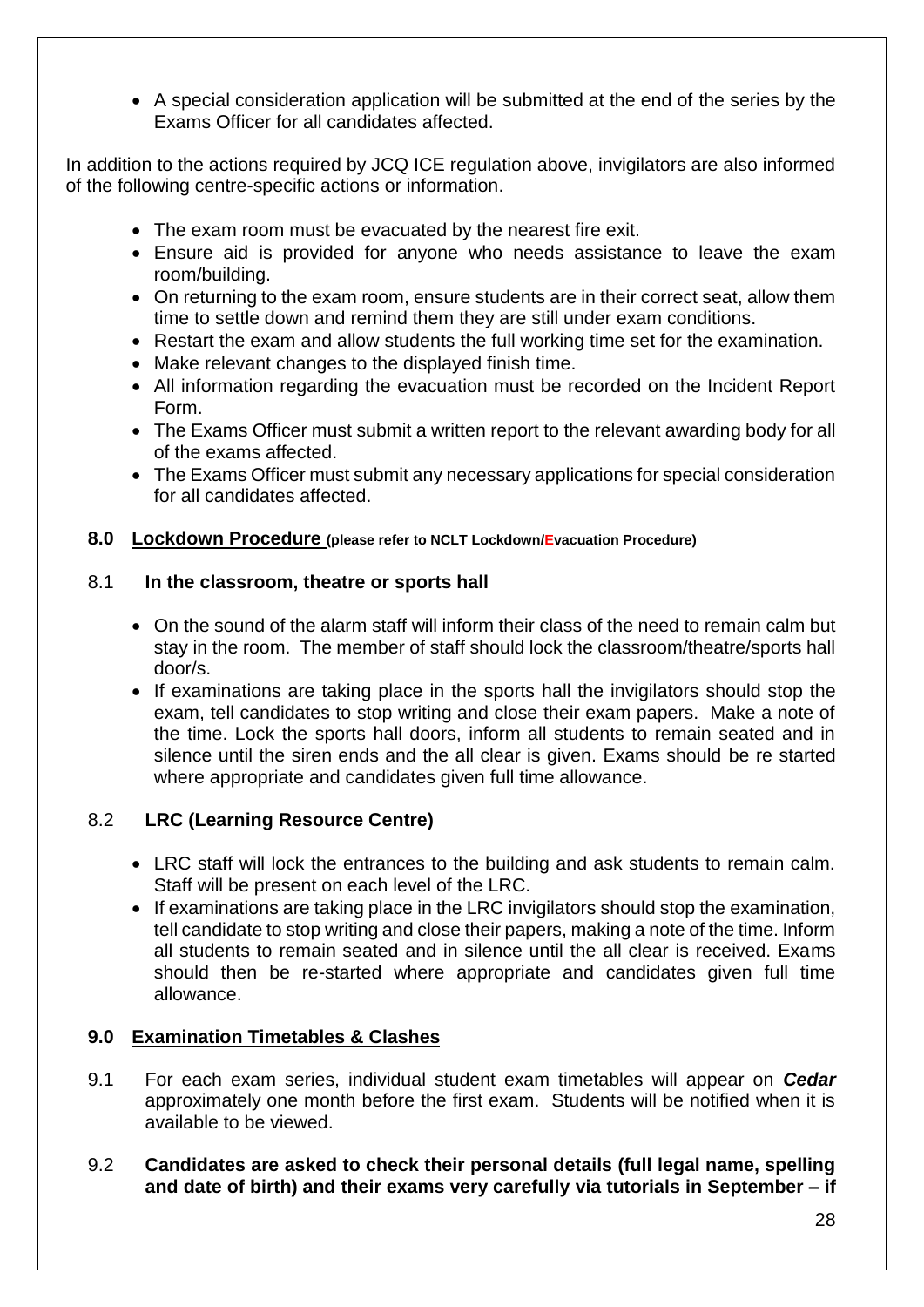- A special consideration application will be submitted at the end of the series by the Exams Officer for all candidates affected.

In addition to the actions required by JCQ ICE regulation above, invigilators are also informed of the following centre-specific actions or information.

- The exam room must be evacuated by the nearest fire exit.
- Ensure aid is provided for anyone who needs assistance to leave the exam room/building.
- On returning to the exam room, ensure students are in their correct seat, allow them time to settle down and remind them they are still under exam conditions.
- Restart the exam and allow students the full working time set for the examination.
- Make relevant changes to the displayed finish time.
- All information regarding the evacuation must be recorded on the Incident Report Form.
- The Exams Officer must submit a written report to the relevant awarding body for all of the exams affected.
- The Exams Officer must submit any necessary applications for special consideration for all candidates affected.

## 8.0 Lockdown Procedure (please refer to NCLT Lockdown/Evacuation Procedure)

### 8.1 In the classroom, theatre or sports hall

- On the sound of the alarm staff will inform their class of the need to remain calm but stay in the room. The member of staff should lock the classroom/theatre/sports hall door/s.
- If examinations are taking place in the sports hall the invigilators should stop the exam, tell candidates to stop writing and close their exam papers. Make a note of the time. Lock the sports hall doors, inform all students to remain seated and in silence until the siren ends and the all clear is given. Exams should be re started where appropriate and candidates given full time allowance.

### 8.2 LRC (Learning Resource Centre)

- LRC staff will lock the entrances to the building and ask students to remain calm. Staff will be present on each level of the LRC.
- If examinations are taking place in the LRC invigilators should stop the examination, tell candidate to stop writing and close their papers, making a note of the time. Inform all students to remain seated and in silence until the all clear is received. Exams should then be re-started where appropriate and candidates given full time allowance.

## 9.0 Examination Timetables & Clashes

9.1 For each exam series, individual student exam timetables will appear on ***Cedar*** approximately one month before the first exam. Students will be notified when it is available to be viewed.

9.2 **Candidates are asked to check their personal details (full legal name, spelling and date of birth) and their exams very carefully via tutorials in September – if**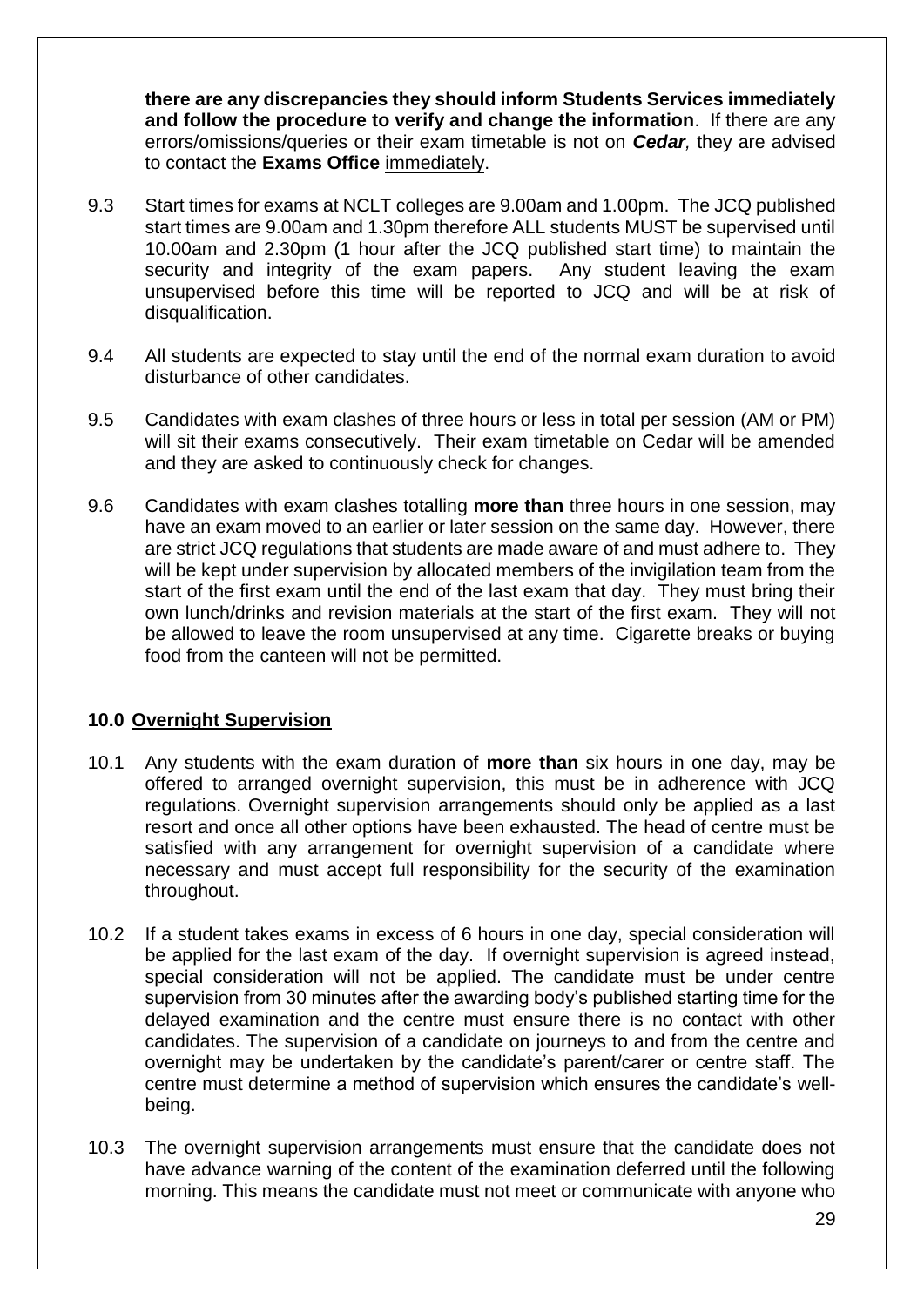**there are any discrepancies they should inform Students Services immediately and follow the procedure to verify and change the information**. If there are any errors/omissions/queries or their exam timetable is not on ***Cedar***, they are advised to contact the **Exams Office** immediately.

9.3 Start times for exams at NCLT colleges are 9.00am and 1.00pm. The JCQ published start times are 9.00am and 1.30pm therefore ALL students MUST be supervised until 10.00am and 2.30pm (1 hour after the JCQ published start time) to maintain the security and integrity of the exam papers. Any student leaving the exam unsupervised before this time will be reported to JCQ and will be at risk of disqualification.

9.4 All students are expected to stay until the end of the normal exam duration to avoid disturbance of other candidates.

9.5 Candidates with exam clashes of three hours or less in total per session (AM or PM) will sit their exams consecutively. Their exam timetable on Cedar will be amended and they are asked to continuously check for changes.

9.6 Candidates with exam clashes totalling **more than** three hours in one session, may have an exam moved to an earlier or later session on the same day. However, there are strict JCQ regulations that students are made aware of and must adhere to. They will be kept under supervision by allocated members of the invigilation team from the start of the first exam until the end of the last exam that day. They must bring their own lunch/drinks and revision materials at the start of the first exam. They will not be allowed to leave the room unsupervised at any time. Cigarette breaks or buying food from the canteen will not be permitted.

## 10.0 Overnight Supervision

10.1 Any students with the exam duration of **more than** six hours in one day, may be offered to arranged overnight supervision, this must be in adherence with JCQ regulations. Overnight supervision arrangements should only be applied as a last resort and once all other options have been exhausted. The head of centre must be satisfied with any arrangement for overnight supervision of a candidate where necessary and must accept full responsibility for the security of the examination throughout.

10.2 If a student takes exams in excess of 6 hours in one day, special consideration will be applied for the last exam of the day. If overnight supervision is agreed instead, special consideration will not be applied. The candidate must be under centre supervision from 30 minutes after the awarding body's published starting time for the delayed examination and the centre must ensure there is no contact with other candidates. The supervision of a candidate on journeys to and from the centre and overnight may be undertaken by the candidate's parent/carer or centre staff. The centre must determine a method of supervision which ensures the candidate's well-being.

10.3 The overnight supervision arrangements must ensure that the candidate does not have advance warning of the content of the examination deferred until the following morning. This means the candidate must not meet or communicate with anyone who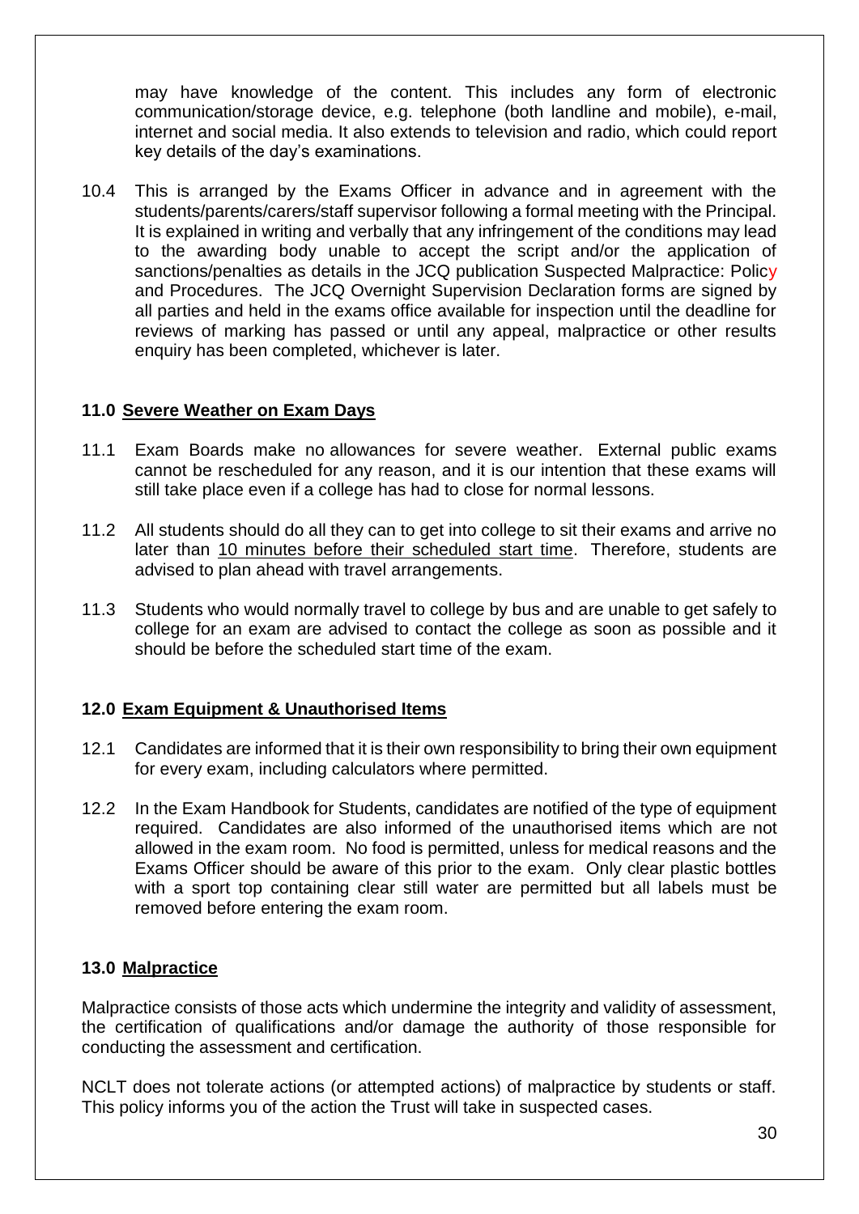may have knowledge of the content. This includes any form of electronic communication/storage device, e.g. telephone (both landline and mobile), e-mail, internet and social media. It also extends to television and radio, which could report key details of the day's examinations.

10.4 This is arranged by the Exams Officer in advance and in agreement with the students/parents/carers/staff supervisor following a formal meeting with the Principal. It is explained in writing and verbally that any infringement of the conditions may lead to the awarding body unable to accept the script and/or the application of sanctions/penalties as details in the JCQ publication Suspected Malpractice: Policy and Procedures. The JCQ Overnight Supervision Declaration forms are signed by all parties and held in the exams office available for inspection until the deadline for reviews of marking has passed or until any appeal, malpractice or other results enquiry has been completed, whichever is later.

## 11.0 Severe Weather on Exam Days

11.1 Exam Boards make no allowances for severe weather. External public exams cannot be rescheduled for any reason, and it is our intention that these exams will still take place even if a college has had to close for normal lessons.

11.2 All students should do all they can to get into college to sit their exams and arrive no later than 10 minutes before their scheduled start time. Therefore, students are advised to plan ahead with travel arrangements.

11.3 Students who would normally travel to college by bus and are unable to get safely to college for an exam are advised to contact the college as soon as possible and it should be before the scheduled start time of the exam.

## 12.0 Exam Equipment & Unauthorised Items

12.1 Candidates are informed that it is their own responsibility to bring their own equipment for every exam, including calculators where permitted.

12.2 In the Exam Handbook for Students, candidates are notified of the type of equipment required. Candidates are also informed of the unauthorised items which are not allowed in the exam room. No food is permitted, unless for medical reasons and the Exams Officer should be aware of this prior to the exam. Only clear plastic bottles with a sport top containing clear still water are permitted but all labels must be removed before entering the exam room.

## 13.0 Malpractice

Malpractice consists of those acts which undermine the integrity and validity of assessment, the certification of qualifications and/or damage the authority of those responsible for conducting the assessment and certification.

NCLT does not tolerate actions (or attempted actions) of malpractice by students or staff. This policy informs you of the action the Trust will take in suspected cases.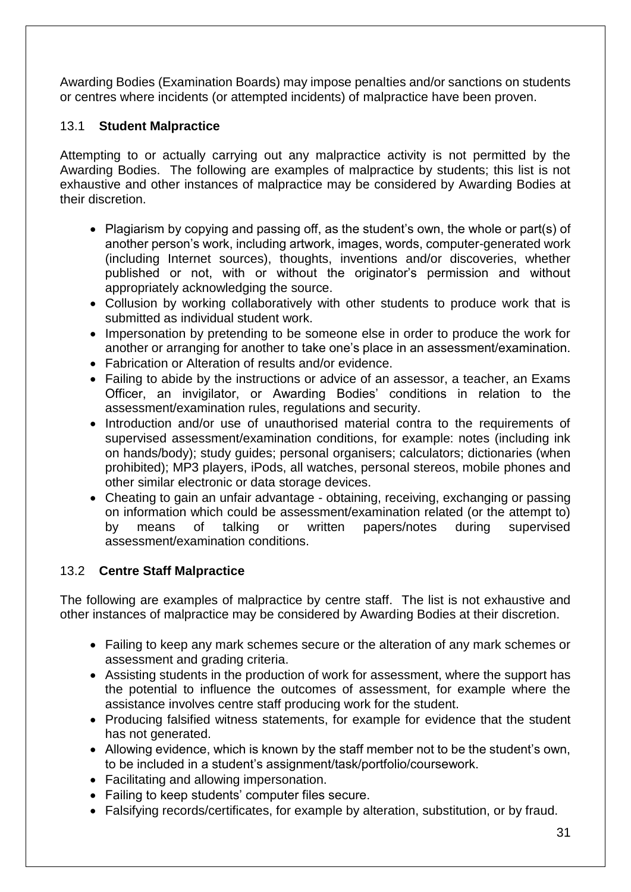Awarding Bodies (Examination Boards) may impose penalties and/or sanctions on students or centres where incidents (or attempted incidents) of malpractice have been proven.

### 13.1 **Student Malpractice**

Attempting to or actually carrying out any malpractice activity is not permitted by the Awarding Bodies. The following are examples of malpractice by students; this list is not exhaustive and other instances of malpractice may be considered by Awarding Bodies at their discretion.

- Plagiarism by copying and passing off, as the student's own, the whole or part(s) of another person's work, including artwork, images, words, computer-generated work (including Internet sources), thoughts, inventions and/or discoveries, whether published or not, with or without the originator's permission and without appropriately acknowledging the source.
- Collusion by working collaboratively with other students to produce work that is submitted as individual student work.
- Impersonation by pretending to be someone else in order to produce the work for another or arranging for another to take one's place in an assessment/examination.
- Fabrication or Alteration of results and/or evidence.
- Failing to abide by the instructions or advice of an assessor, a teacher, an Exams Officer, an invigilator, or Awarding Bodies' conditions in relation to the assessment/examination rules, regulations and security.
- Introduction and/or use of unauthorised material contra to the requirements of supervised assessment/examination conditions, for example: notes (including ink on hands/body); study guides; personal organisers; calculators; dictionaries (when prohibited); MP3 players, iPods, all watches, personal stereos, mobile phones and other similar electronic or data storage devices.
- Cheating to gain an unfair advantage - obtaining, receiving, exchanging or passing on information which could be assessment/examination related (or the attempt to) by means of talking or written papers/notes during supervised assessment/examination conditions.

### 13.2 **Centre Staff Malpractice**

The following are examples of malpractice by centre staff. The list is not exhaustive and other instances of malpractice may be considered by Awarding Bodies at their discretion.

- Failing to keep any mark schemes secure or the alteration of any mark schemes or assessment and grading criteria.
- Assisting students in the production of work for assessment, where the support has the potential to influence the outcomes of assessment, for example where the assistance involves centre staff producing work for the student.
- Producing falsified witness statements, for example for evidence that the student has not generated.
- Allowing evidence, which is known by the staff member not to be the student's own, to be included in a student's assignment/task/portfolio/coursework.
- Facilitating and allowing impersonation.
- Failing to keep students' computer files secure.
- Falsifying records/certificates, for example by alteration, substitution, or by fraud.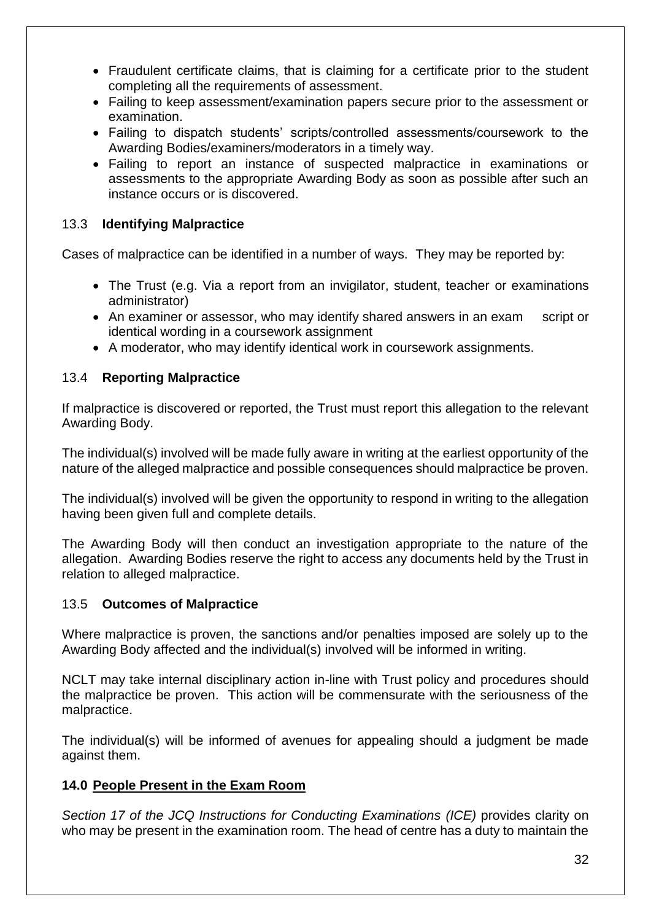- Fraudulent certificate claims, that is claiming for a certificate prior to the student completing all the requirements of assessment.
- Failing to keep assessment/examination papers secure prior to the assessment or examination.
- Failing to dispatch students' scripts/controlled assessments/coursework to the Awarding Bodies/examiners/moderators in a timely way.
- Failing to report an instance of suspected malpractice in examinations or assessments to the appropriate Awarding Body as soon as possible after such an instance occurs or is discovered.

### 13.3 **Identifying Malpractice**

Cases of malpractice can be identified in a number of ways. They may be reported by:

- The Trust (e.g. Via a report from an invigilator, student, teacher or examinations administrator)
- An examiner or assessor, who may identify shared answers in an exam script or identical wording in a coursework assignment
- A moderator, who may identify identical work in coursework assignments.

### 13.4 **Reporting Malpractice**

If malpractice is discovered or reported, the Trust must report this allegation to the relevant Awarding Body.

The individual(s) involved will be made fully aware in writing at the earliest opportunity of the nature of the alleged malpractice and possible consequences should malpractice be proven.

The individual(s) involved will be given the opportunity to respond in writing to the allegation having been given full and complete details.

The Awarding Body will then conduct an investigation appropriate to the nature of the allegation. Awarding Bodies reserve the right to access any documents held by the Trust in relation to alleged malpractice.

### 13.5 **Outcomes of Malpractice**

Where malpractice is proven, the sanctions and/or penalties imposed are solely up to the Awarding Body affected and the individual(s) involved will be informed in writing.

NCLT may take internal disciplinary action in-line with Trust policy and procedures should the malpractice be proven. This action will be commensurate with the seriousness of the malpractice.

The individual(s) will be informed of avenues for appealing should a judgment be made against them.

## **14.0 People Present in the Exam Room**

*Section 17 of the JCQ Instructions for Conducting Examinations (ICE)* provides clarity on who may be present in the examination room. The head of centre has a duty to maintain the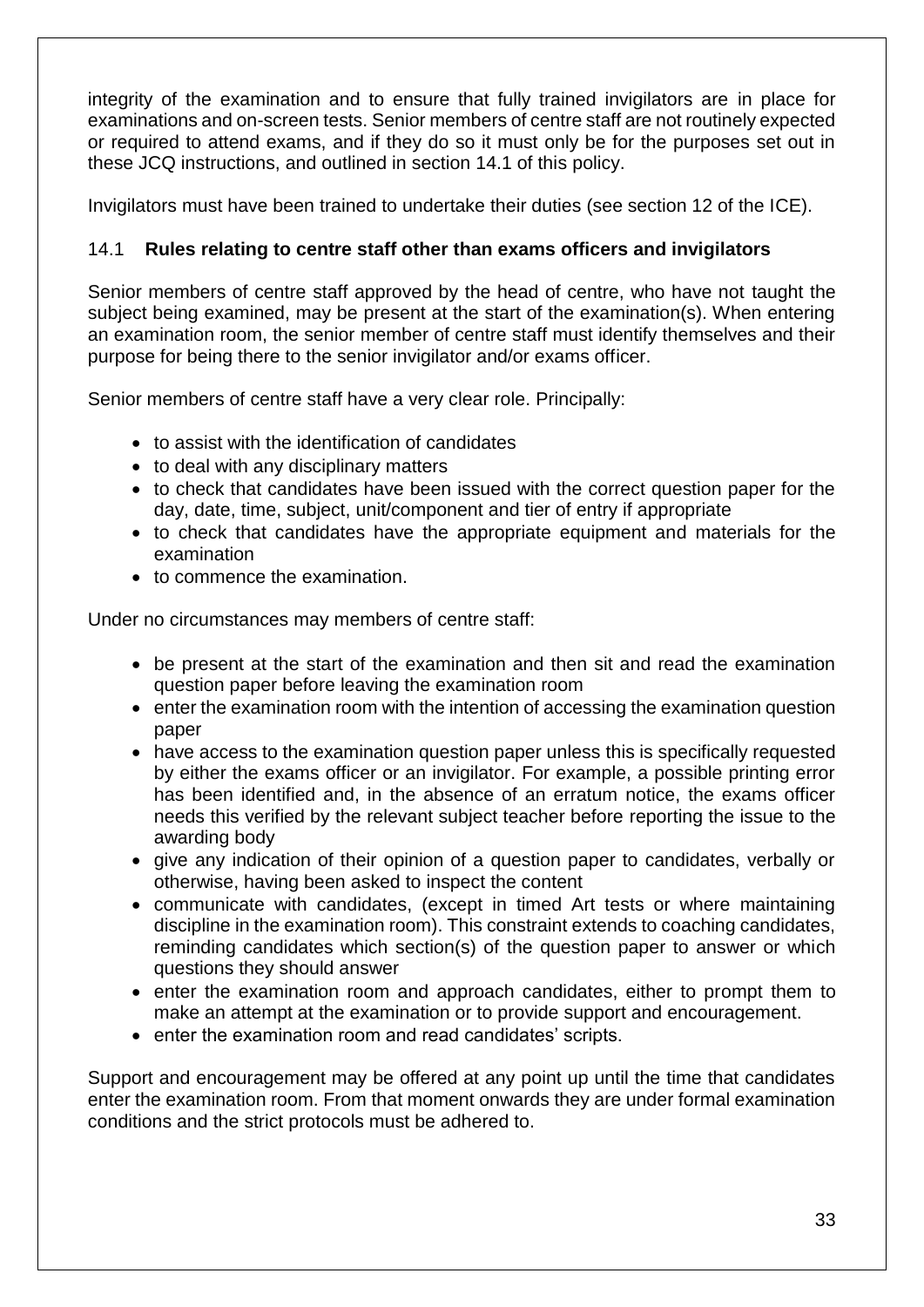integrity of the examination and to ensure that fully trained invigilators are in place for examinations and on-screen tests. Senior members of centre staff are not routinely expected or required to attend exams, and if they do so it must only be for the purposes set out in these JCQ instructions, and outlined in section 14.1 of this policy.

Invigilators must have been trained to undertake their duties (see section 12 of the ICE).

### 14.1 **Rules relating to centre staff other than exams officers and invigilators**

Senior members of centre staff approved by the head of centre, who have not taught the subject being examined, may be present at the start of the examination(s). When entering an examination room, the senior member of centre staff must identify themselves and their purpose for being there to the senior invigilator and/or exams officer.

Senior members of centre staff have a very clear role. Principally:

- to assist with the identification of candidates
- to deal with any disciplinary matters
- to check that candidates have been issued with the correct question paper for the day, date, time, subject, unit/component and tier of entry if appropriate
- to check that candidates have the appropriate equipment and materials for the examination
- to commence the examination.

Under no circumstances may members of centre staff:

- be present at the start of the examination and then sit and read the examination question paper before leaving the examination room
- enter the examination room with the intention of accessing the examination question paper
- have access to the examination question paper unless this is specifically requested by either the exams officer or an invigilator. For example, a possible printing error has been identified and, in the absence of an erratum notice, the exams officer needs this verified by the relevant subject teacher before reporting the issue to the awarding body
- give any indication of their opinion of a question paper to candidates, verbally or otherwise, having been asked to inspect the content
- communicate with candidates, (except in timed Art tests or where maintaining discipline in the examination room). This constraint extends to coaching candidates, reminding candidates which section(s) of the question paper to answer or which questions they should answer
- enter the examination room and approach candidates, either to prompt them to make an attempt at the examination or to provide support and encouragement.
- enter the examination room and read candidates' scripts.

Support and encouragement may be offered at any point up until the time that candidates enter the examination room. From that moment onwards they are under formal examination conditions and the strict protocols must be adhered to.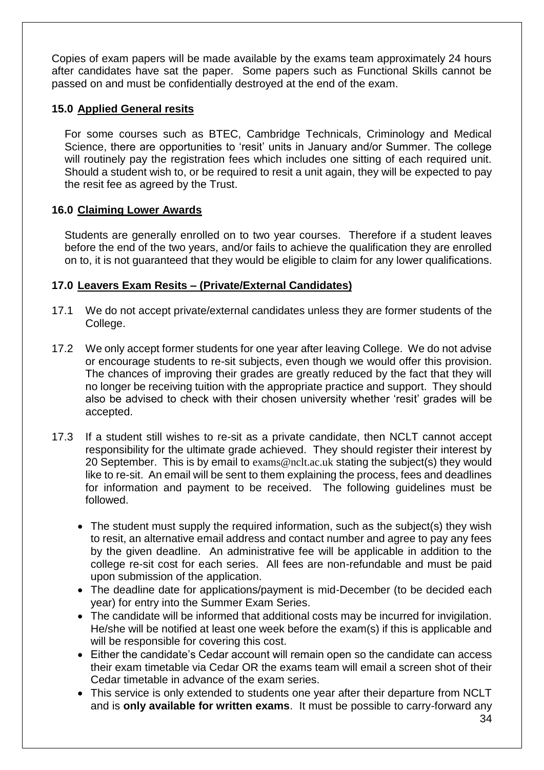Copies of exam papers will be made available by the exams team approximately 24 hours after candidates have sat the paper. Some papers such as Functional Skills cannot be passed on and must be confidentially destroyed at the end of the exam.

## 15.0 Applied General resits

For some courses such as BTEC, Cambridge Technicals, Criminology and Medical Science, there are opportunities to 'resit' units in January and/or Summer. The college will routinely pay the registration fees which includes one sitting of each required unit. Should a student wish to, or be required to resit a unit again, they will be expected to pay the resit fee as agreed by the Trust.

## 16.0 Claiming Lower Awards

Students are generally enrolled on to two year courses. Therefore if a student leaves before the end of the two years, and/or fails to achieve the qualification they are enrolled on to, it is not guaranteed that they would be eligible to claim for any lower qualifications.

## 17.0 Leavers Exam Resits – (Private/External Candidates)

17.1 We do not accept private/external candidates unless they are former students of the College.

17.2 We only accept former students for one year after leaving College. We do not advise or encourage students to re-sit subjects, even though we would offer this provision. The chances of improving their grades are greatly reduced by the fact that they will no longer be receiving tuition with the appropriate practice and support. They should also be advised to check with their chosen university whether 'resit' grades will be accepted.

17.3 If a student still wishes to re-sit as a private candidate, then NCLT cannot accept responsibility for the ultimate grade achieved. They should register their interest by 20 September. This is by email to exams@nclt.ac.uk stating the subject(s) they would like to re-sit. An email will be sent to them explaining the process, fees and deadlines for information and payment to be received. The following guidelines must be followed.

- The student must supply the required information, such as the subject(s) they wish to resit, an alternative email address and contact number and agree to pay any fees by the given deadline. An administrative fee will be applicable in addition to the college re-sit cost for each series. All fees are non-refundable and must be paid upon submission of the application.
- The deadline date for applications/payment is mid-December (to be decided each year) for entry into the Summer Exam Series.
- The candidate will be informed that additional costs may be incurred for invigilation. He/she will be notified at least one week before the exam(s) if this is applicable and will be responsible for covering this cost.
- Either the candidate's Cedar account will remain open so the candidate can access their exam timetable via Cedar OR the exams team will email a screen shot of their Cedar timetable in advance of the exam series.
- This service is only extended to students one year after their departure from NCLT and is **only available for written exams**. It must be possible to carry-forward any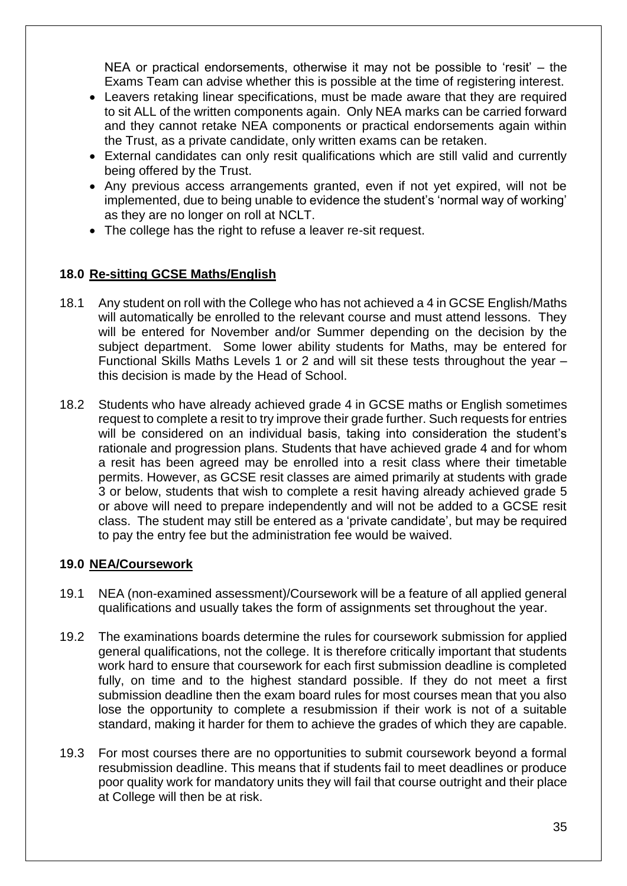NEA or practical endorsements, otherwise it may not be possible to 'resit' – the Exams Team can advise whether this is possible at the time of registering interest.

- Leavers retaking linear specifications, must be made aware that they are required to sit ALL of the written components again. Only NEA marks can be carried forward and they cannot retake NEA components or practical endorsements again within the Trust, as a private candidate, only written exams can be retaken.
- External candidates can only resit qualifications which are still valid and currently being offered by the Trust.
- Any previous access arrangements granted, even if not yet expired, will not be implemented, due to being unable to evidence the student's 'normal way of working' as they are no longer on roll at NCLT.
- The college has the right to refuse a leaver re-sit request.

### 18.0 Re-sitting GCSE Maths/English

18.1 Any student on roll with the College who has not achieved a 4 in GCSE English/Maths will automatically be enrolled to the relevant course and must attend lessons. They will be entered for November and/or Summer depending on the decision by the subject department. Some lower ability students for Maths, may be entered for Functional Skills Maths Levels 1 or 2 and will sit these tests throughout the year – this decision is made by the Head of School.

18.2 Students who have already achieved grade 4 in GCSE maths or English sometimes request to complete a resit to try improve their grade further. Such requests for entries will be considered on an individual basis, taking into consideration the student's rationale and progression plans. Students that have achieved grade 4 and for whom a resit has been agreed may be enrolled into a resit class where their timetable permits. However, as GCSE resit classes are aimed primarily at students with grade 3 or below, students that wish to complete a resit having already achieved grade 5 or above will need to prepare independently and will not be added to a GCSE resit class. The student may still be entered as a 'private candidate', but may be required to pay the entry fee but the administration fee would be waived.

### 19.0 NEA/Coursework

19.1 NEA (non-examined assessment)/Coursework will be a feature of all applied general qualifications and usually takes the form of assignments set throughout the year.

19.2 The examinations boards determine the rules for coursework submission for applied general qualifications, not the college. It is therefore critically important that students work hard to ensure that coursework for each first submission deadline is completed fully, on time and to the highest standard possible. If they do not meet a first submission deadline then the exam board rules for most courses mean that you also lose the opportunity to complete a resubmission if their work is not of a suitable standard, making it harder for them to achieve the grades of which they are capable.

19.3 For most courses there are no opportunities to submit coursework beyond a formal resubmission deadline. This means that if students fail to meet deadlines or produce poor quality work for mandatory units they will fail that course outright and their place at College will then be at risk.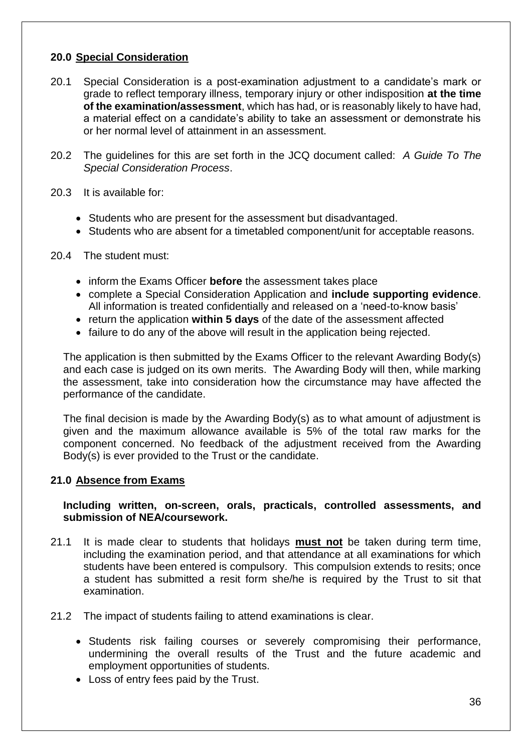## 20.0 Special Consideration

20.1 Special Consideration is a post-examination adjustment to a candidate's mark or grade to reflect temporary illness, temporary injury or other indisposition **at the time of the examination/assessment**, which has had, or is reasonably likely to have had, a material effect on a candidate's ability to take an assessment or demonstrate his or her normal level of attainment in an assessment.

20.2 The guidelines for this are set forth in the JCQ document called: *A Guide To The Special Consideration Process*.

20.3 It is available for:

- Students who are present for the assessment but disadvantaged.
- Students who are absent for a timetabled component/unit for acceptable reasons.

20.4 The student must:

- inform the Exams Officer **before** the assessment takes place
- complete a Special Consideration Application and **include supporting evidence**. All information is treated confidentially and released on a 'need-to-know basis'
- return the application **within 5 days** of the date of the assessment affected
- failure to do any of the above will result in the application being rejected.

The application is then submitted by the Exams Officer to the relevant Awarding Body(s) and each case is judged on its own merits. The Awarding Body will then, while marking the assessment, take into consideration how the circumstance may have affected the performance of the candidate.

The final decision is made by the Awarding Body(s) as to what amount of adjustment is given and the maximum allowance available is 5% of the total raw marks for the component concerned. No feedback of the adjustment received from the Awarding Body(s) is ever provided to the Trust or the candidate.

## 21.0 Absence from Exams

**Including written, on-screen, orals, practicals, controlled assessments, and submission of NEA/coursework.**

21.1 It is made clear to students that holidays **must not** be taken during term time, including the examination period, and that attendance at all examinations for which students have been entered is compulsory. This compulsion extends to resits; once a student has submitted a resit form she/he is required by the Trust to sit that examination.

21.2 The impact of students failing to attend examinations is clear.

- Students risk failing courses or severely compromising their performance, undermining the overall results of the Trust and the future academic and employment opportunities of students.
- Loss of entry fees paid by the Trust.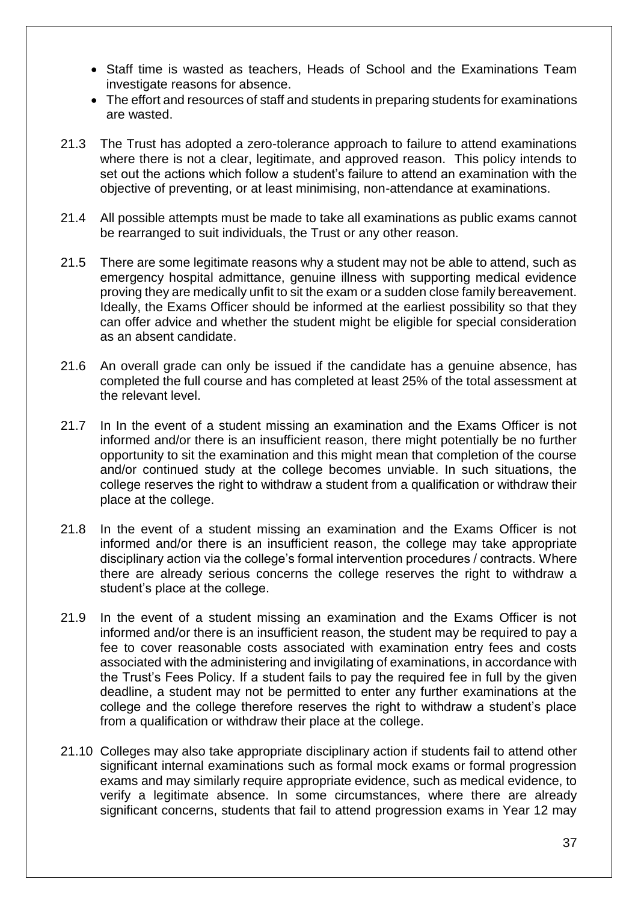- Staff time is wasted as teachers, Heads of School and the Examinations Team investigate reasons for absence.
- The effort and resources of staff and students in preparing students for examinations are wasted.

21.3 The Trust has adopted a zero-tolerance approach to failure to attend examinations where there is not a clear, legitimate, and approved reason. This policy intends to set out the actions which follow a student's failure to attend an examination with the objective of preventing, or at least minimising, non-attendance at examinations.

21.4 All possible attempts must be made to take all examinations as public exams cannot be rearranged to suit individuals, the Trust or any other reason.

21.5 There are some legitimate reasons why a student may not be able to attend, such as emergency hospital admittance, genuine illness with supporting medical evidence proving they are medically unfit to sit the exam or a sudden close family bereavement. Ideally, the Exams Officer should be informed at the earliest possibility so that they can offer advice and whether the student might be eligible for special consideration as an absent candidate.

21.6 An overall grade can only be issued if the candidate has a genuine absence, has completed the full course and has completed at least 25% of the total assessment at the relevant level.

21.7 In In the event of a student missing an examination and the Exams Officer is not informed and/or there is an insufficient reason, there might potentially be no further opportunity to sit the examination and this might mean that completion of the course and/or continued study at the college becomes unviable. In such situations, the college reserves the right to withdraw a student from a qualification or withdraw their place at the college.

21.8 In the event of a student missing an examination and the Exams Officer is not informed and/or there is an insufficient reason, the college may take appropriate disciplinary action via the college's formal intervention procedures / contracts. Where there are already serious concerns the college reserves the right to withdraw a student's place at the college.

21.9 In the event of a student missing an examination and the Exams Officer is not informed and/or there is an insufficient reason, the student may be required to pay a fee to cover reasonable costs associated with examination entry fees and costs associated with the administering and invigilating of examinations, in accordance with the Trust's Fees Policy. If a student fails to pay the required fee in full by the given deadline, a student may not be permitted to enter any further examinations at the college and the college therefore reserves the right to withdraw a student's place from a qualification or withdraw their place at the college.

21.10 Colleges may also take appropriate disciplinary action if students fail to attend other significant internal examinations such as formal mock exams or formal progression exams and may similarly require appropriate evidence, such as medical evidence, to verify a legitimate absence. In some circumstances, where there are already significant concerns, students that fail to attend progression exams in Year 12 may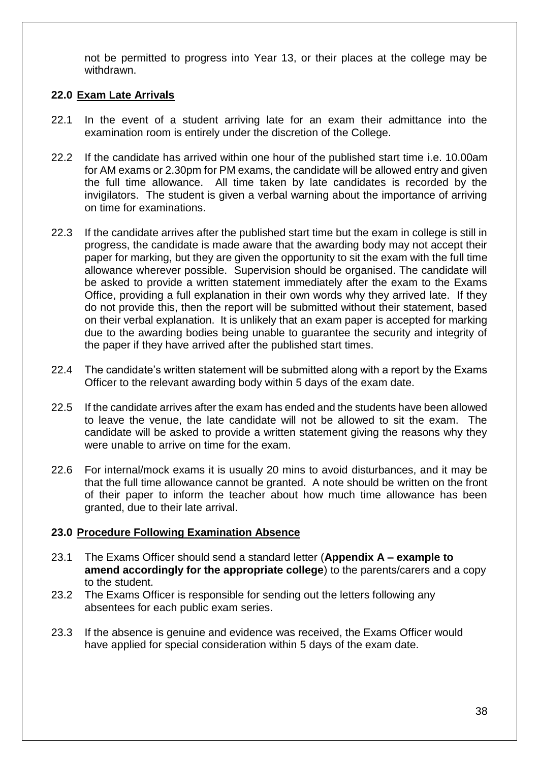not be permitted to progress into Year 13, or their places at the college may be withdrawn.

## 22.0 <u>Exam Late Arrivals</u>

22.1 In the event of a student arriving late for an exam their admittance into the examination room is entirely under the discretion of the College.

22.2 If the candidate has arrived within one hour of the published start time i.e. 10.00am for AM exams or 2.30pm for PM exams, the candidate will be allowed entry and given the full time allowance. All time taken by late candidates is recorded by the invigilators. The student is given a verbal warning about the importance of arriving on time for examinations.

22.3 If the candidate arrives after the published start time but the exam in college is still in progress, the candidate is made aware that the awarding body may not accept their paper for marking, but they are given the opportunity to sit the exam with the full time allowance wherever possible. Supervision should be organised. The candidate will be asked to provide a written statement immediately after the exam to the Exams Office, providing a full explanation in their own words why they arrived late. If they do not provide this, then the report will be submitted without their statement, based on their verbal explanation. It is unlikely that an exam paper is accepted for marking due to the awarding bodies being unable to guarantee the security and integrity of the paper if they have arrived after the published start times.

22.4 The candidate's written statement will be submitted along with a report by the Exams Officer to the relevant awarding body within 5 days of the exam date.

22.5 If the candidate arrives after the exam has ended and the students have been allowed to leave the venue, the late candidate will not be allowed to sit the exam. The candidate will be asked to provide a written statement giving the reasons why they were unable to arrive on time for the exam.

22.6 For internal/mock exams it is usually 20 mins to avoid disturbances, and it may be that the full time allowance cannot be granted. A note should be written on the front of their paper to inform the teacher about how much time allowance has been granted, due to their late arrival.

## 23.0 <u>Procedure Following Examination Absence</u>

23.1 The Exams Officer should send a standard letter (**Appendix A – example to amend accordingly for the appropriate college**) to the parents/carers and a copy to the student.

23.2 The Exams Officer is responsible for sending out the letters following any absentees for each public exam series.

23.3 If the absence is genuine and evidence was received, the Exams Officer would have applied for special consideration within 5 days of the exam date.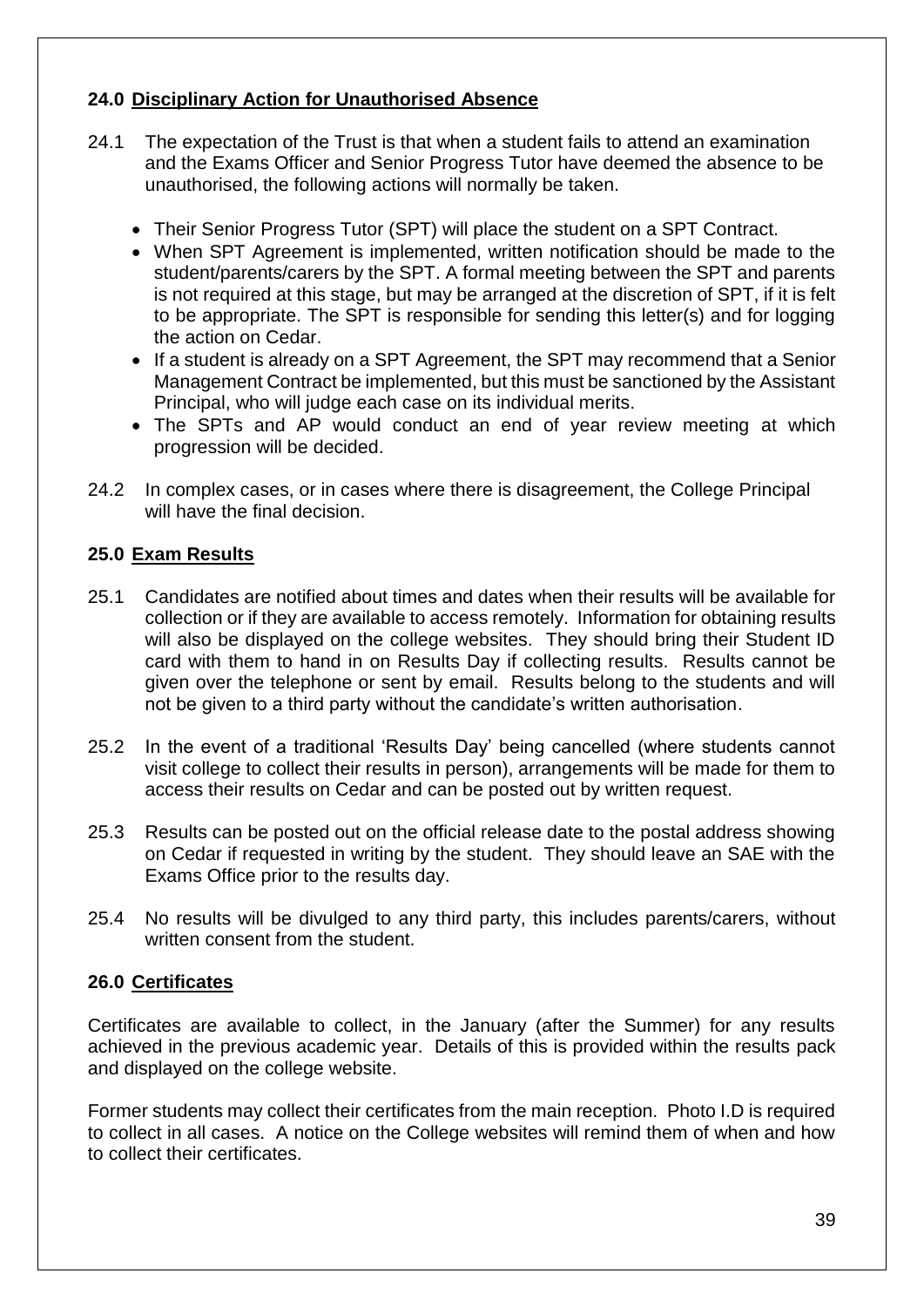## 24.0 Disciplinary Action for Unauthorised Absence

24.1 The expectation of the Trust is that when a student fails to attend an examination and the Exams Officer and Senior Progress Tutor have deemed the absence to be unauthorised, the following actions will normally be taken.

- Their Senior Progress Tutor (SPT) will place the student on a SPT Contract.
- When SPT Agreement is implemented, written notification should be made to the student/parents/carers by the SPT. A formal meeting between the SPT and parents is not required at this stage, but may be arranged at the discretion of SPT, if it is felt to be appropriate. The SPT is responsible for sending this letter(s) and for logging the action on Cedar.
- If a student is already on a SPT Agreement, the SPT may recommend that a Senior Management Contract be implemented, but this must be sanctioned by the Assistant Principal, who will judge each case on its individual merits.
- The SPTs and AP would conduct an end of year review meeting at which progression will be decided.

24.2 In complex cases, or in cases where there is disagreement, the College Principal will have the final decision.

## 25.0 Exam Results

25.1 Candidates are notified about times and dates when their results will be available for collection or if they are available to access remotely. Information for obtaining results will also be displayed on the college websites. They should bring their Student ID card with them to hand in on Results Day if collecting results. Results cannot be given over the telephone or sent by email. Results belong to the students and will not be given to a third party without the candidate's written authorisation.

25.2 In the event of a traditional 'Results Day' being cancelled (where students cannot visit college to collect their results in person), arrangements will be made for them to access their results on Cedar and can be posted out by written request.

25.3 Results can be posted out on the official release date to the postal address showing on Cedar if requested in writing by the student. They should leave an SAE with the Exams Office prior to the results day.

25.4 No results will be divulged to any third party, this includes parents/carers, without written consent from the student.

## 26.0 Certificates

Certificates are available to collect, in the January (after the Summer) for any results achieved in the previous academic year. Details of this is provided within the results pack and displayed on the college website.

Former students may collect their certificates from the main reception. Photo I.D is required to collect in all cases. A notice on the College websites will remind them of when and how to collect their certificates.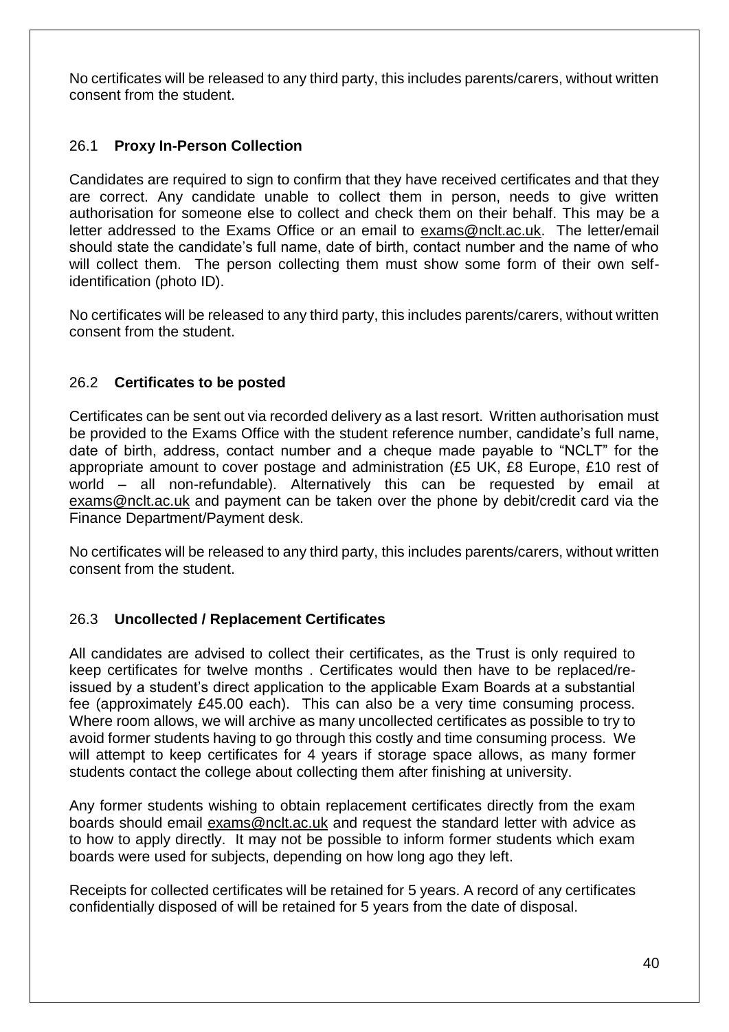No certificates will be released to any third party, this includes parents/carers, without written consent from the student.

### 26.1 **Proxy In-Person Collection**

Candidates are required to sign to confirm that they have received certificates and that they are correct. Any candidate unable to collect them in person, needs to give written authorisation for someone else to collect and check them on their behalf. This may be a letter addressed to the Exams Office or an email to exams@nclt.ac.uk. The letter/email should state the candidate's full name, date of birth, contact number and the name of who will collect them. The person collecting them must show some form of their own self-identification (photo ID).

No certificates will be released to any third party, this includes parents/carers, without written consent from the student.

### 26.2 **Certificates to be posted**

Certificates can be sent out via recorded delivery as a last resort. Written authorisation must be provided to the Exams Office with the student reference number, candidate's full name, date of birth, address, contact number and a cheque made payable to "NCLT" for the appropriate amount to cover postage and administration (£5 UK, £8 Europe, £10 rest of world – all non-refundable). Alternatively this can be requested by email at exams@nclt.ac.uk and payment can be taken over the phone by debit/credit card via the Finance Department/Payment desk.

No certificates will be released to any third party, this includes parents/carers, without written consent from the student.

### 26.3 **Uncollected / Replacement Certificates**

All candidates are advised to collect their certificates, as the Trust is only required to keep certificates for twelve months . Certificates would then have to be replaced/re-issued by a student's direct application to the applicable Exam Boards at a substantial fee (approximately £45.00 each). This can also be a very time consuming process. Where room allows, we will archive as many uncollected certificates as possible to try to avoid former students having to go through this costly and time consuming process. We will attempt to keep certificates for 4 years if storage space allows, as many former students contact the college about collecting them after finishing at university.

Any former students wishing to obtain replacement certificates directly from the exam boards should email exams@nclt.ac.uk and request the standard letter with advice as to how to apply directly. It may not be possible to inform former students which exam boards were used for subjects, depending on how long ago they left.

Receipts for collected certificates will be retained for 5 years. A record of any certificates confidentially disposed of will be retained for 5 years from the date of disposal.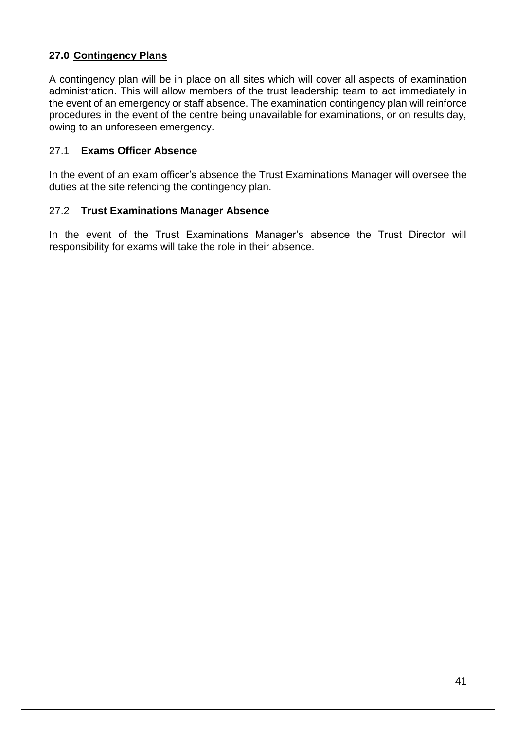## 27.0 Contingency Plans

A contingency plan will be in place on all sites which will cover all aspects of examination administration. This will allow members of the trust leadership team to act immediately in the event of an emergency or staff absence. The examination contingency plan will reinforce procedures in the event of the centre being unavailable for examinations, or on results day, owing to an unforeseen emergency.

### 27.1 Exams Officer Absence

In the event of an exam officer's absence the Trust Examinations Manager will oversee the duties at the site refencing the contingency plan.

### 27.2 Trust Examinations Manager Absence

In the event of the Trust Examinations Manager's absence the Trust Director will responsibility for exams will take the role in their absence.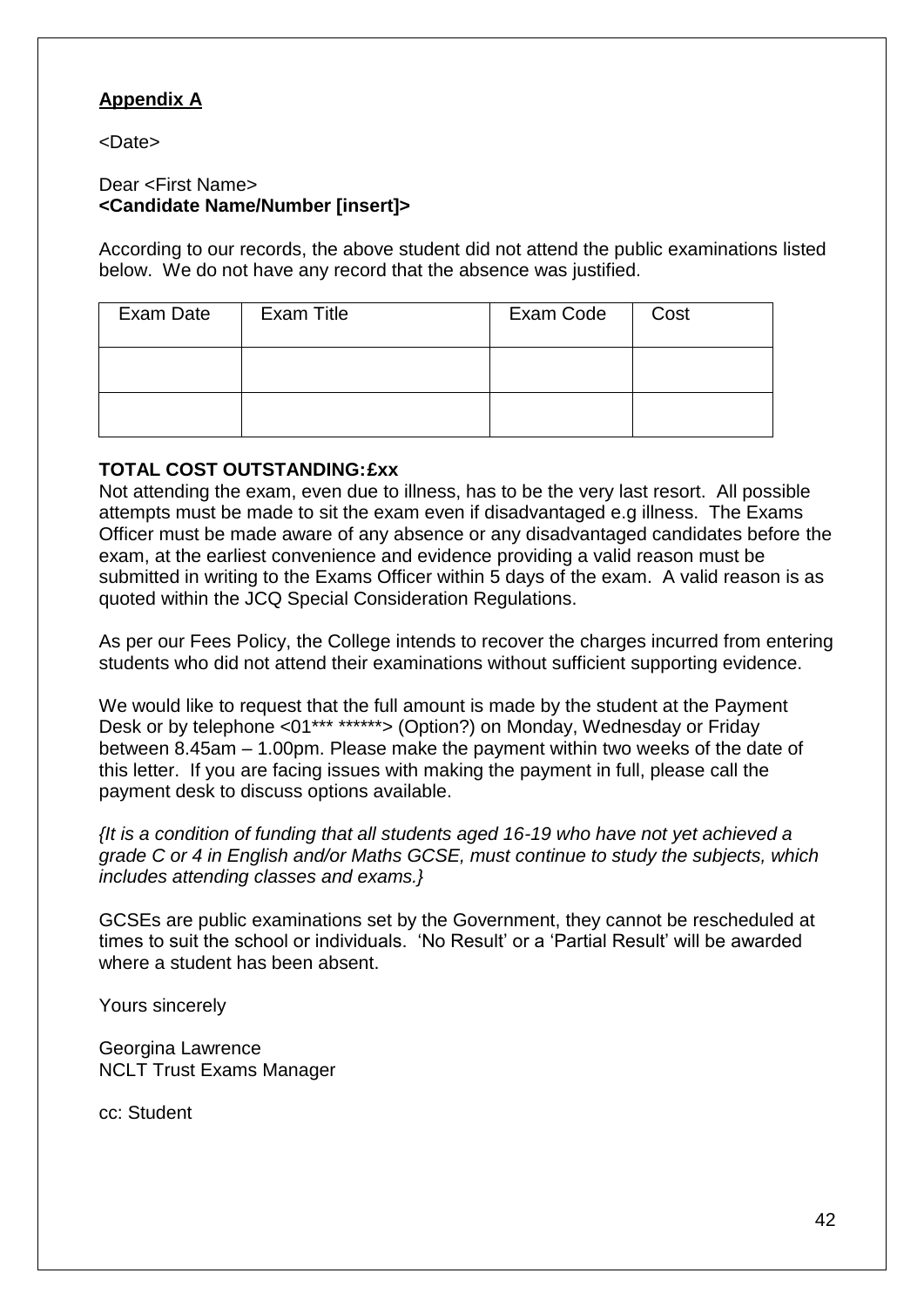**Appendix A**

<Date>

Dear <First Name>
**<Candidate Name/Number [insert]>**

According to our records, the above student did not attend the public examinations listed below. We do not have any record that the absence was justified.

| Exam Date | Exam Title | Exam Code | Cost |
|---|---|---|---|
| | | | |
| | | | |

**TOTAL COST OUTSTANDING:£xx**
Not attending the exam, even due to illness, has to be the very last resort. All possible attempts must be made to sit the exam even if disadvantaged e.g illness. The Exams Officer must be made aware of any absence or any disadvantaged candidates before the exam, at the earliest convenience and evidence providing a valid reason must be submitted in writing to the Exams Officer within 5 days of the exam. A valid reason is as quoted within the JCQ Special Consideration Regulations.

As per our Fees Policy, the College intends to recover the charges incurred from entering students who did not attend their examinations without sufficient supporting evidence.

We would like to request that the full amount is made by the student at the Payment Desk or by telephone <01*** ******> (Option?) on Monday, Wednesday or Friday between 8.45am – 1.00pm. Please make the payment within two weeks of the date of this letter. If you are facing issues with making the payment in full, please call the payment desk to discuss options available.

*{It is a condition of funding that all students aged 16-19 who have not yet achieved a grade C or 4 in English and/or Maths GCSE, must continue to study the subjects, which includes attending classes and exams.}*

GCSEs are public examinations set by the Government, they cannot be rescheduled at times to suit the school or individuals. 'No Result' or a 'Partial Result' will be awarded where a student has been absent.

Yours sincerely

Georgina Lawrence
NCLT Trust Exams Manager

cc: Student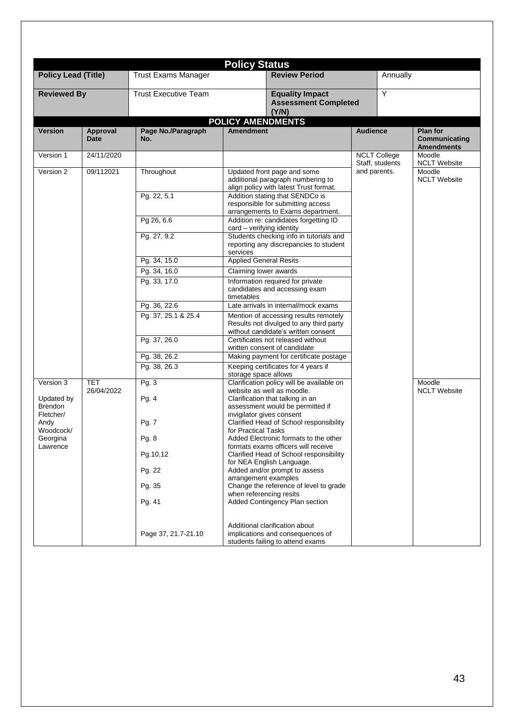## Policy Status

| | | | |
|---|---|---|---|
| **Policy Lead (Title)** | Trust Exams Manager | **Review Period** | Annually |
| **Reviewed By** | Trust Executive Team | **Equality Impact Assessment Completed (Y/N)** | Y |

## POLICY AMENDMENTS

| Version | Approval Date | Page No./Paragraph No. | Amendment | Audience | Plan for Communicating Amendments |
|---|---|---|---|---|---|
| Version 1 | 24/11/2020 | | | NCLT College Staff, students and parents. | Moodle NCLT Website |
| Version 2 | 09/112021 | Throughout | Updated front page and some additional paragraph numbering to align policy with latest Trust format. | | Moodle NCLT Website |
| | | Pg. 22, 5.1 | Addition stating that SENDCo is responsible for submitting access arrangements to Exams department. | | |
| | | Pg 26, 6.6 | Addition re: candidates forgetting ID card – verifying identity | | |
| | | Pg. 27, 9.2 | Students checking info in tutorials and reporting any discrepancies to student services | | |
| | | Pg. 34, 15.0 | Applied General Resits | | |
| | | Pg. 34, 16.0 | Claiming lower awards | | |
| | | Pg. 33, 17.0 | Information required for private candidates and accessing exam timetables | | |
| | | Pg. 36, 22.6 | Late arrivals in internal/mock exams | | |
| | | Pg. 37, 25.1 & 25.4 | Mention of accessing results remotely Results not divulged to any third party without candidate's written consent | | |
| | | Pg. 37, 26.0 | Certificates not released without written consent of candidate | | |
| | | Pg. 38, 26.2 | Making payment for certificate postage | | |
| | | Pg. 38, 26.3 | Keeping certificates for 4 years if storage space allows | | |
| Version 3 Updated by Brendon Fletcher/ Andy Woodcock/ Georgina Lawrence | TET 26/04/2022 | Pg. 3 | Clarification policy will be available on website as well as moodle. | | Moodle NCLT Website |
| | | Pg. 4 | Clarification that talking in an assessment would be permitted if invigilator gives consent | | |
| | | Pg. 7 | Clarified Head of School responsibility for Practical Tasks | | |
| | | Pg. 8 | Added Electronic formats to the other formats exams officers will receive | | |
| | | Pg.10,12 | Clarified Head of School responsibility for NEA English Language. | | |
| | | Pg. 22 | Added and/or prompt to assess arrangement examples | | |
| | | Pg. 35 | Change the reference of level to grade when referencing resits | | |
| | | Pg. 41 | Added Contingency Plan section | | |
| | | Page 37, 21.7-21.10 | Additional clarification about implications and consequences of students failing to attend exams | | |